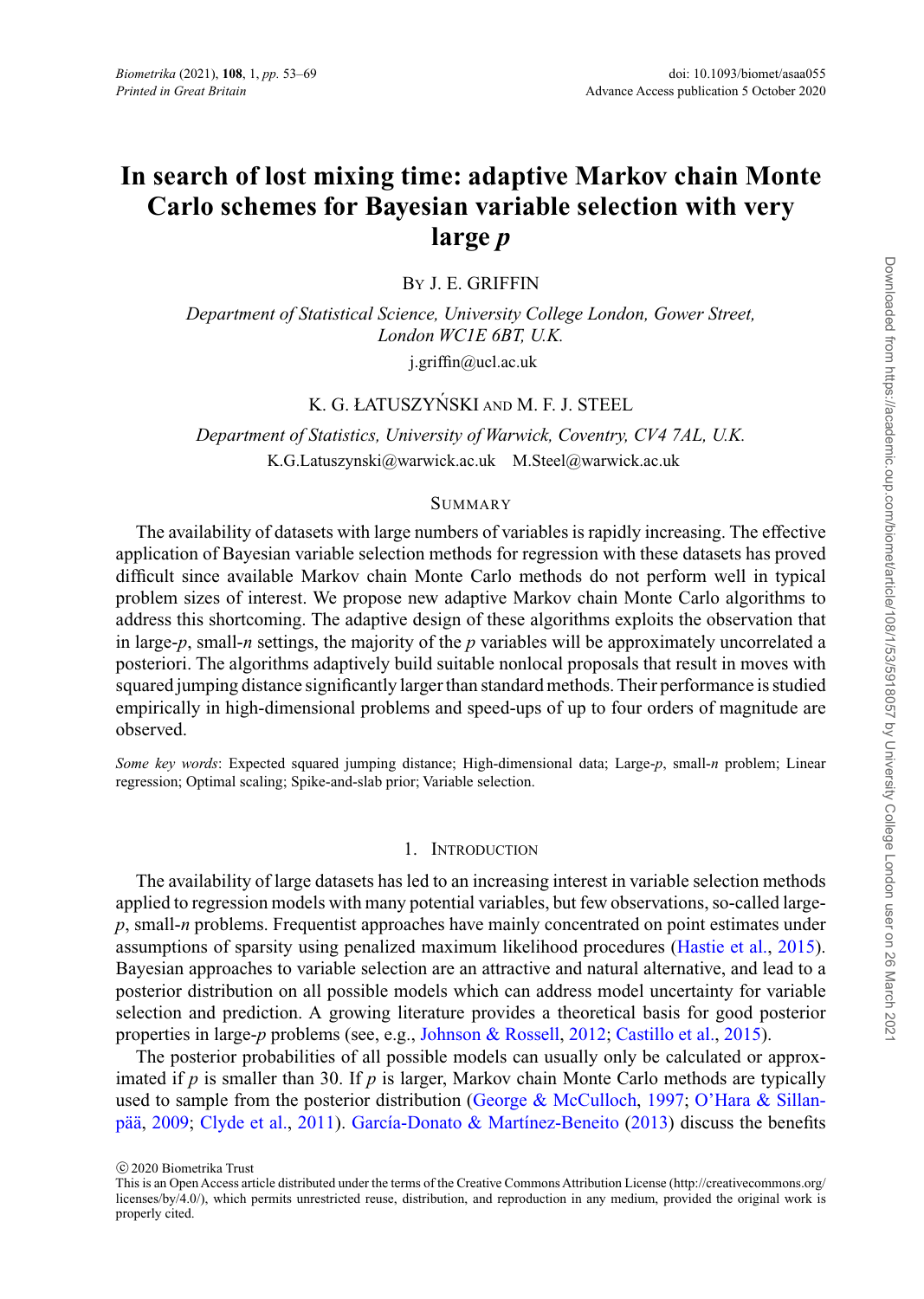# In search of lost mixing time: adaptive Markov chain Monte Carlo schemes for Bayesian variable selection with very large *p*

By J. E. GRIFFIN

*Department of Statistical Science, University College London, Gower Street, London WC1E 6BT, U.K.*

j.griffin@ucl.ac.uk

K. G. ŁATUSZYŃSKI AND M. F. J. STEEL

*Department of Statistics, University of Warwick, Coventry, CV4 7AL, U.K.*

K.G.Latuszynski@warwick.ac.uk M.Steel@warwick.ac.uk

## Summary

The availability of datasets with large numbers of variables is rapidly increasing. The effective application of Bayesian variable selection methods for regression with these datasets has proved difficult since available Markov chain Monte Carlo methods do not perform well in typical problem sizes of interest. We propose new adaptive Markov chain Monte Carlo algorithms to address this shortcoming. The adaptive design of these algorithms exploits the observation that in large-$p$, small-$n$ settings, the majority of the $p$ variables will be approximately uncorrelated a posteriori. The algorithms adaptively build suitable nonlocal proposals that result in moves with squared jumping distance significantly larger than standard methods. Their performance is studied empirically in high-dimensional problems and speed-ups of up to four orders of magnitude are observed.

*Some key words*: Expected squared jumping distance; High-dimensional data; Large-$p$, small-$n$ problem; Linear regression; Optimal scaling; Spike-and-slab prior; Variable selection.

## 1. Introduction

The availability of large datasets has led to an increasing interest in variable selection methods applied to regression models with many potential variables, but few observations, so-called large-$p$, small-$n$ problems. Frequentist approaches have mainly concentrated on point estimates under assumptions of sparsity using penalized maximum likelihood procedures (Hastie et al., 2015). Bayesian approaches to variable selection are an attractive and natural alternative, and lead to a posterior distribution on all possible models which can address model uncertainty for variable selection and prediction. A growing literature provides a theoretical basis for good posterior properties in large-$p$ problems (see, e.g., Johnson & Rossell, 2012; Castillo et al., 2015).

The posterior probabilities of all possible models can usually only be calculated or approximated if $p$ is smaller than 30. If $p$ is larger, Markov chain Monte Carlo methods are typically used to sample from the posterior distribution (George & McCulloch, 1997; O'Hara & Sillanpää, 2009; Clyde et al., 2011). García-Donato & Martínez-Beneito (2013) discuss the benefits

© 2020 Biometrika Trust
This is an Open Access article distributed under the terms of the Creative Commons Attribution License (http://creativecommons.org/licenses/by/4.0/), which permits unrestricted reuse, distribution, and reproduction in any medium, provided the original work is properly cited.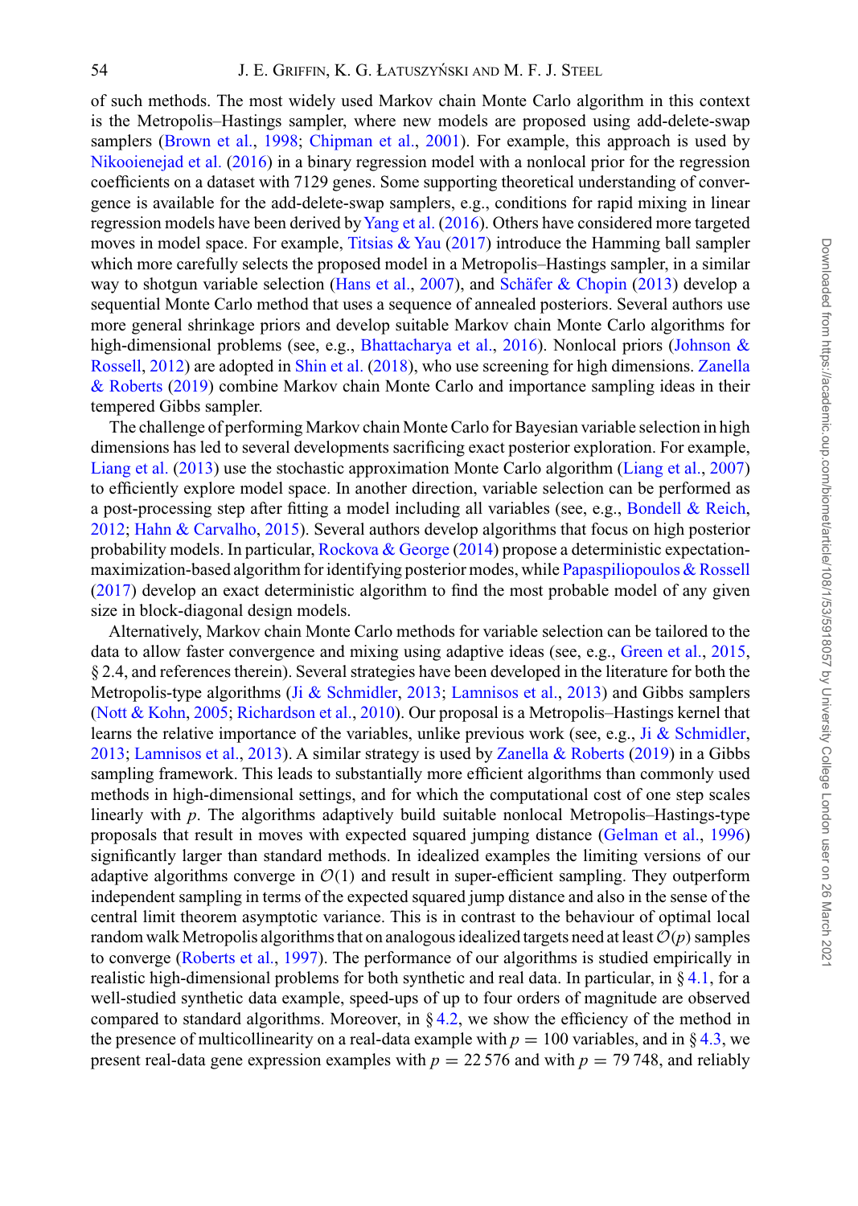of such methods. The most widely used Markov chain Monte Carlo algorithm in this context is the Metropolis–Hastings sampler, where new models are proposed using add-delete-swap samplers (Brown et al., 1998; Chipman et al., 2001). For example, this approach is used by Nikooienejad et al. (2016) in a binary regression model with a nonlocal prior for the regression coefficients on a dataset with 7129 genes. Some supporting theoretical understanding of convergence is available for the add-delete-swap samplers, e.g., conditions for rapid mixing in linear regression models have been derived by Yang et al. (2016). Others have considered more targeted moves in model space. For example, Titsias & Yau (2017) introduce the Hamming ball sampler which more carefully selects the proposed model in a Metropolis–Hastings sampler, in a similar way to shotgun variable selection (Hans et al., 2007), and Schäfer & Chopin (2013) develop a sequential Monte Carlo method that uses a sequence of annealed posteriors. Several authors use more general shrinkage priors and develop suitable Markov chain Monte Carlo algorithms for high-dimensional problems (see, e.g., Bhattacharya et al., 2016). Nonlocal priors (Johnson & Rossell, 2012) are adopted in Shin et al. (2018), who use screening for high dimensions. Zanella & Roberts (2019) combine Markov chain Monte Carlo and importance sampling ideas in their tempered Gibbs sampler.

The challenge of performing Markov chain Monte Carlo for Bayesian variable selection in high dimensions has led to several developments sacrificing exact posterior exploration. For example, Liang et al. (2013) use the stochastic approximation Monte Carlo algorithm (Liang et al., 2007) to efficiently explore model space. In another direction, variable selection can be performed as a post-processing step after fitting a model including all variables (see, e.g., Bondell & Reich, 2012; Hahn & Carvalho, 2015). Several authors develop algorithms that focus on high posterior probability models. In particular, Rockova & George (2014) propose a deterministic expectation-maximization-based algorithm for identifying posterior modes, while Papaspiliopoulos & Rossell (2017) develop an exact deterministic algorithm to find the most probable model of any given size in block-diagonal design models.

Alternatively, Markov chain Monte Carlo methods for variable selection can be tailored to the data to allow faster convergence and mixing using adaptive ideas (see, e.g., Green et al., 2015, § 2.4, and references therein). Several strategies have been developed in the literature for both the Metropolis-type algorithms (Ji & Schmidler, 2013; Lamnisos et al., 2013) and Gibbs samplers (Nott & Kohn, 2005; Richardson et al., 2010). Our proposal is a Metropolis–Hastings kernel that learns the relative importance of the variables, unlike previous work (see, e.g., Ji & Schmidler, 2013; Lamnisos et al., 2013). A similar strategy is used by Zanella & Roberts (2019) in a Gibbs sampling framework. This leads to substantially more efficient algorithms than commonly used methods in high-dimensional settings, and for which the computational cost of one step scales linearly with $p$. The algorithms adaptively build suitable nonlocal Metropolis–Hastings-type proposals that result in moves with expected squared jumping distance (Gelman et al., 1996) significantly larger than standard methods. In idealized examples the limiting versions of our adaptive algorithms converge in $\mathcal{O}(1)$ and result in super-efficient sampling. They outperform independent sampling in terms of the expected squared jump distance and also in the sense of the central limit theorem asymptotic variance. This is in contrast to the behaviour of optimal local random walk Metropolis algorithms that on analogous idealized targets need at least $\mathcal{O}(p)$ samples to converge (Roberts et al., 1997). The performance of our algorithms is studied empirically in realistic high-dimensional problems for both synthetic and real data. In particular, in § 4.1, for a well-studied synthetic data example, speed-ups of up to four orders of magnitude are observed compared to standard algorithms. Moreover, in § 4.2, we show the efficiency of the method in the presence of multicollinearity on a real-data example with $p = 100$ variables, and in § 4.3, we present real-data gene expression examples with $p = 22\,576$ and with $p = 79\,748$, and reliably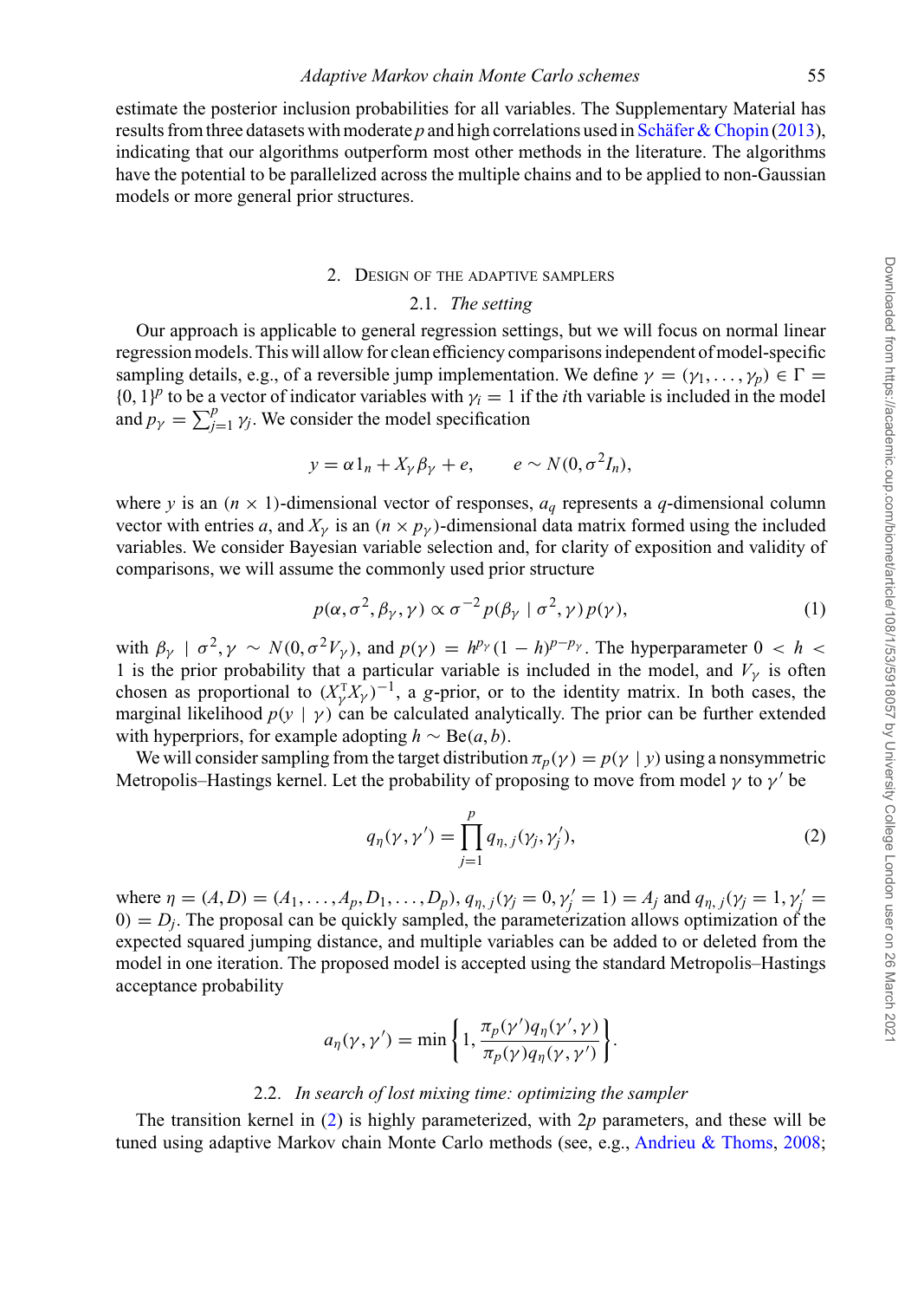estimate the posterior inclusion probabilities for all variables. The Supplementary Material has results from three datasets with moderate $p$ and high correlations used in Schäfer & Chopin (2013), indicating that our algorithms outperform most other methods in the literature. The algorithms have the potential to be parallelized across the multiple chains and to be applied to non-Gaussian models or more general prior structures.

## 2. Design of the adaptive samplers

### 2.1. *The setting*

Our approach is applicable to general regression settings, but we will focus on normal linear regression models. This will allow for clean efficiency comparisons independent of model-specific sampling details, e.g., of a reversible jump implementation. We define $\gamma = (\gamma_1, \ldots, \gamma_p) \in \Gamma = \{0, 1\}^p$ to be a vector of indicator variables with $\gamma_i = 1$ if the $i$th variable is included in the model and $p_\gamma = \sum_{j=1}^{p} \gamma_j$. We consider the model specification

$$y = \alpha 1_n + X_\gamma \beta_\gamma + e, \qquad e \sim N(0, \sigma^2 I_n),$$

where $y$ is an $(n \times 1)$-dimensional vector of responses, $a_q$ represents a $q$-dimensional column vector with entries $a$, and $X_\gamma$ is an $(n \times p_\gamma)$-dimensional data matrix formed using the included variables. We consider Bayesian variable selection and, for clarity of exposition and validity of comparisons, we will assume the commonly used prior structure

$$p(\alpha, \sigma^2, \beta_\gamma, \gamma) \propto \sigma^{-2} p(\beta_\gamma \mid \sigma^2, \gamma)\, p(\gamma), \tag{1}$$

with $\beta_\gamma \mid \sigma^2, \gamma \sim N(0, \sigma^2 V_\gamma)$, and $p(\gamma) = h^{p_\gamma}(1 - h)^{p - p_\gamma}$. The hyperparameter $0 < h < 1$ is the prior probability that a particular variable is included in the model, and $V_\gamma$ is often chosen as proportional to $(X_\gamma^{\mathrm{T}} X_\gamma)^{-1}$, a $g$-prior, or to the identity matrix. In both cases, the marginal likelihood $p(y \mid \gamma)$ can be calculated analytically. The prior can be further extended with hyperpriors, for example adopting $h \sim \mathrm{Be}(a, b)$.

We will consider sampling from the target distribution $\pi_p(\gamma) = p(\gamma \mid y)$ using a nonsymmetric Metropolis–Hastings kernel. Let the probability of proposing to move from model $\gamma$ to $\gamma'$ be

$$q_\eta(\gamma, \gamma') = \prod_{j=1}^{p} q_{\eta, j}(\gamma_j, \gamma'_j), \tag{2}$$

where $\eta = (A, D) = (A_1, \ldots, A_p, D_1, \ldots, D_p)$, $q_{\eta, j}(\gamma_j = 0, \gamma'_j = 1) = A_j$ and $q_{\eta, j}(\gamma_j = 1, \gamma'_j = 0) = D_j$. The proposal can be quickly sampled, the parameterization allows optimization of the expected squared jumping distance, and multiple variables can be added to or deleted from the model in one iteration. The proposed model is accepted using the standard Metropolis–Hastings acceptance probability

$$a_\eta(\gamma, \gamma') = \min\left\{1, \frac{\pi_p(\gamma') q_\eta(\gamma', \gamma)}{\pi_p(\gamma) q_\eta(\gamma, \gamma')}\right\}.$$

### 2.2. *In search of lost mixing time: optimizing the sampler*

The transition kernel in (2) is highly parameterized, with $2p$ parameters, and these will be tuned using adaptive Markov chain Monte Carlo methods (see, e.g., Andrieu & Thoms, 2008;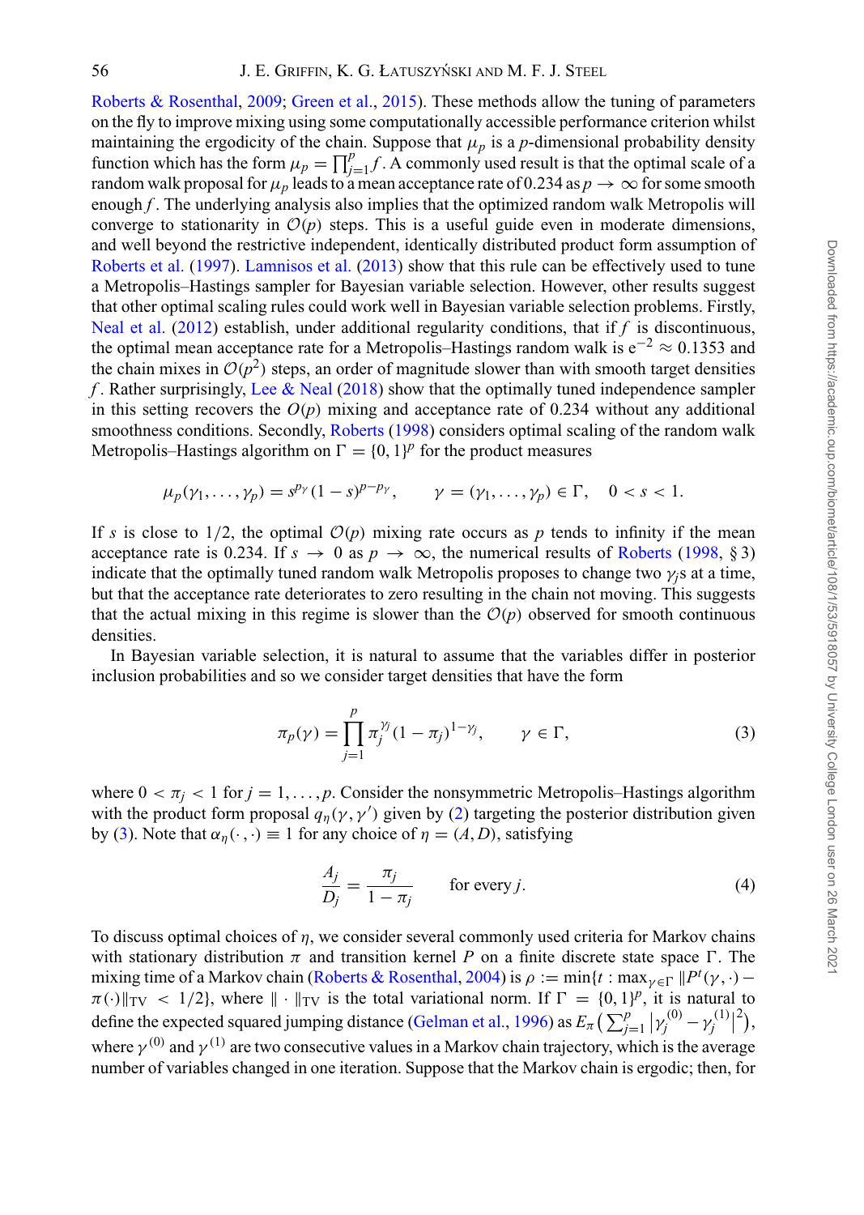Roberts & Rosenthal, 2009; Green et al., 2015). These methods allow the tuning of parameters on the fly to improve mixing using some computationally accessible performance criterion whilst maintaining the ergodicity of the chain. Suppose that $\mu_p$ is a $p$-dimensional probability density function which has the form $\mu_p = \prod_{j=1}^{p} f$. A commonly used result is that the optimal scale of a random walk proposal for $\mu_p$ leads to a mean acceptance rate of 0.234 as $p \to \infty$ for some smooth enough $f$. The underlying analysis also implies that the optimized random walk Metropolis will converge to stationarity in $\mathcal{O}(p)$ steps. This is a useful guide even in moderate dimensions, and well beyond the restrictive independent, identically distributed product form assumption of Roberts et al. (1997). Lamnisos et al. (2013) show that this rule can be effectively used to tune a Metropolis–Hastings sampler for Bayesian variable selection. However, other results suggest that other optimal scaling rules could work well in Bayesian variable selection problems. Firstly, Neal et al. (2012) establish, under additional regularity conditions, that if $f$ is discontinuous, the optimal mean acceptance rate for a Metropolis–Hastings random walk is $e^{-2} \approx 0.1353$ and the chain mixes in $\mathcal{O}(p^2)$ steps, an order of magnitude slower than with smooth target densities $f$. Rather surprisingly, Lee & Neal (2018) show that the optimally tuned independence sampler in this setting recovers the $O(p)$ mixing and acceptance rate of 0.234 without any additional smoothness conditions. Secondly, Roberts (1998) considers optimal scaling of the random walk Metropolis–Hastings algorithm on $\Gamma = \{0, 1\}^p$ for the product measures

$$\mu_p(\gamma_1, \ldots, \gamma_p) = s^{p_\gamma}(1-s)^{p-p_\gamma}, \qquad \gamma = (\gamma_1, \ldots, \gamma_p) \in \Gamma, \quad 0 < s < 1.$$

If $s$ is close to 1/2, the optimal $\mathcal{O}(p)$ mixing rate occurs as $p$ tends to infinity if the mean acceptance rate is 0.234. If $s \to 0$ as $p \to \infty$, the numerical results of Roberts (1998, § 3) indicate that the optimally tuned random walk Metropolis proposes to change two $\gamma_j$s at a time, but that the acceptance rate deteriorates to zero resulting in the chain not moving. This suggests that the actual mixing in this regime is slower than the $\mathcal{O}(p)$ observed for smooth continuous densities.

In Bayesian variable selection, it is natural to assume that the variables differ in posterior inclusion probabilities and so we consider target densities that have the form

$$\pi_p(\gamma) = \prod_{j=1}^{p} \pi_j^{\gamma_j}(1-\pi_j)^{1-\gamma_j}, \qquad \gamma \in \Gamma, \tag{3}$$

where $0 < \pi_j < 1$ for $j = 1, \ldots, p$. Consider the nonsymmetric Metropolis–Hastings algorithm with the product form proposal $q_\eta(\gamma, \gamma')$ given by (2) targeting the posterior distribution given by (3). Note that $\alpha_\eta(\cdot, \cdot) \equiv 1$ for any choice of $\eta = (A, D)$, satisfying

$$\frac{A_j}{D_j} = \frac{\pi_j}{1-\pi_j} \qquad \text{for every } j. \tag{4}$$

To discuss optimal choices of $\eta$, we consider several commonly used criteria for Markov chains with stationary distribution $\pi$ and transition kernel $P$ on a finite discrete state space $\Gamma$. The mixing time of a Markov chain (Roberts & Rosenthal, 2004) is $\rho := \min\{t : \max_{\gamma \in \Gamma} \|P^t(\gamma, \cdot) - \pi(\cdot)\|_{\text{TV}} < 1/2\}$, where $\|\cdot\|_{\text{TV}}$ is the total variational norm. If $\Gamma = \{0, 1\}^p$, it is natural to define the expected squared jumping distance (Gelman et al., 1996) as $E_\pi\left(\sum_{j=1}^{p} \left|\gamma_j^{(0)} - \gamma_j^{(1)}\right|^2\right)$, where $\gamma^{(0)}$ and $\gamma^{(1)}$ are two consecutive values in a Markov chain trajectory, which is the average number of variables changed in one iteration. Suppose that the Markov chain is ergodic; then, for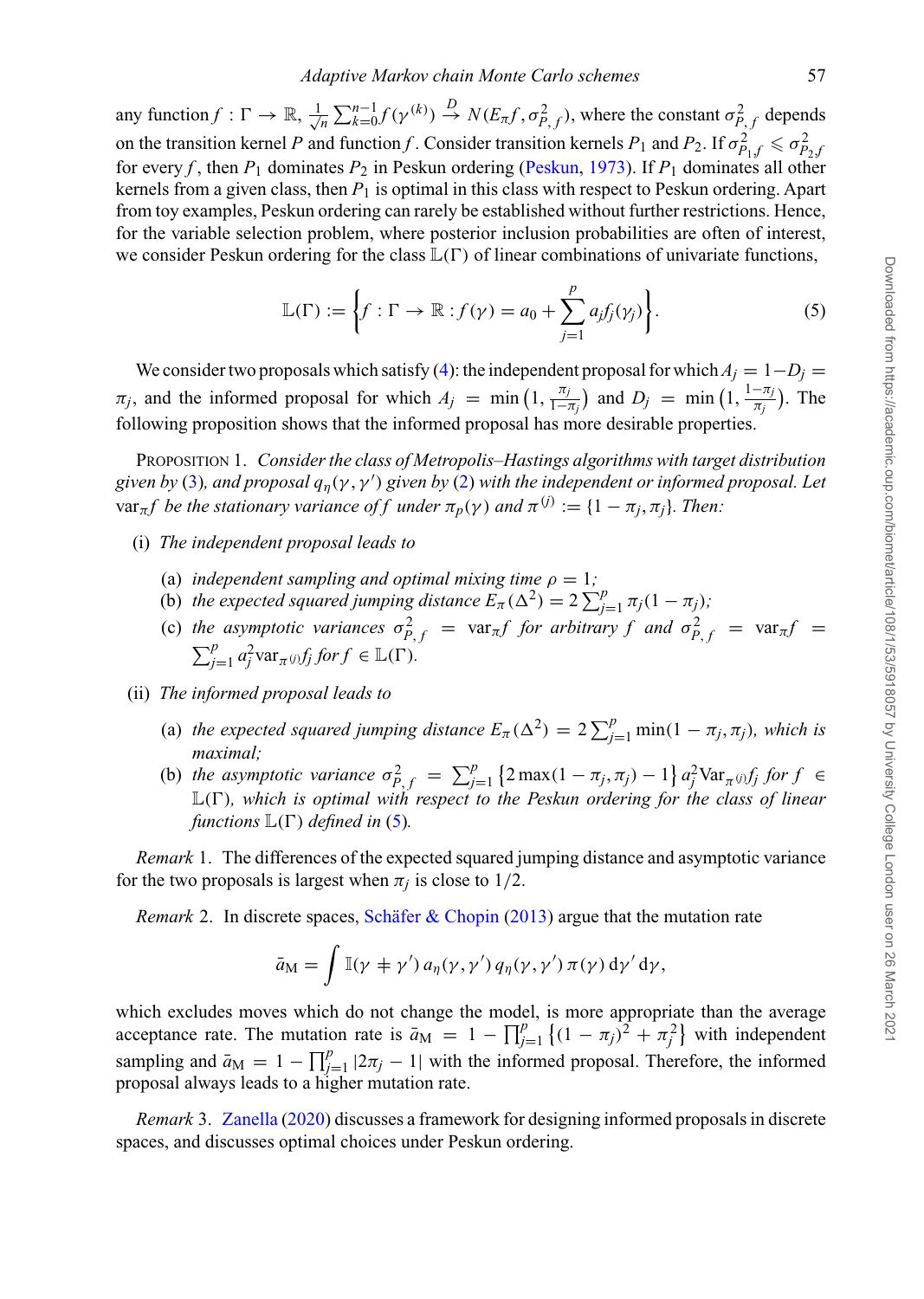any function $f : \Gamma \to \mathbb{R}$, $\frac{1}{\sqrt{n}} \sum_{k=0}^{n-1} f(\gamma^{(k)}) \xrightarrow{D} N(E_\pi f, \sigma^2_{P,f})$, where the constant $\sigma^2_{P,f}$ depends on the transition kernel $P$ and function $f$. Consider transition kernels $P_1$ and $P_2$. If $\sigma^2_{P_1,f} \leqslant \sigma^2_{P_2,f}$ for every $f$, then $P_1$ dominates $P_2$ in Peskun ordering (Peskun, 1973). If $P_1$ dominates all other kernels from a given class, then $P_1$ is optimal in this class with respect to Peskun ordering. Apart from toy examples, Peskun ordering can rarely be established without further restrictions. Hence, for the variable selection problem, where posterior inclusion probabilities are often of interest, we consider Peskun ordering for the class $\mathbb{L}(\Gamma)$ of linear combinations of univariate functions,

$$\mathbb{L}(\Gamma) := \left\{ f : \Gamma \to \mathbb{R} : f(\gamma) = a_0 + \sum_{j=1}^{p} a_j f_j(\gamma_j) \right\}. \tag{5}$$

We consider two proposals which satisfy (4): the independent proposal for which $A_j = 1 - D_j = \pi_j$, and the informed proposal for which $A_j = \min\left(1, \frac{\pi_j}{1-\pi_j}\right)$ and $D_j = \min\left(1, \frac{1-\pi_j}{\pi_j}\right)$. The following proposition shows that the informed proposal has more desirable properties.

Proposition 1. *Consider the class of Metropolis–Hastings algorithms with target distribution given by (3), and proposal $q_\eta(\gamma, \gamma')$ given by (2) with the independent or informed proposal. Let $\text{var}_\pi f$ be the stationary variance of $f$ under $\pi_p(\gamma)$ and $\pi^{(j)} := \{1 - \pi_j, \pi_j\}$. Then:*

(i) *The independent proposal leads to*

  (a) *independent sampling and optimal mixing time $\rho = 1$;*
  (b) *the expected squared jumping distance $E_\pi(\Delta^2) = 2\sum_{j=1}^{p} \pi_j(1-\pi_j)$;*
  (c) *the asymptotic variances $\sigma^2_{P,f} = \text{var}_\pi f$ for arbitrary $f$ and $\sigma^2_{P,f} = \text{var}_\pi f = \sum_{j=1}^{p} a_j^2 \text{var}_{\pi^{(j)}} f_j$ for $f \in \mathbb{L}(\Gamma)$.*

(ii) *The informed proposal leads to*

  (a) *the expected squared jumping distance $E_\pi(\Delta^2) = 2\sum_{j=1}^{p} \min(1-\pi_j, \pi_j)$, which is maximal;*
  (b) *the asymptotic variance $\sigma^2_{P,f} = \sum_{j=1}^{p} \left\{2\max(1-\pi_j, \pi_j) - 1\right\} a_j^2 \text{Var}_{\pi^{(j)}} f_j$ for $f \in \mathbb{L}(\Gamma)$, which is optimal with respect to the Peskun ordering for the class of linear functions $\mathbb{L}(\Gamma)$ defined in (5).*

*Remark* 1. The differences of the expected squared jumping distance and asymptotic variance for the two proposals is largest when $\pi_j$ is close to $1/2$.

*Remark* 2. In discrete spaces, Schäfer & Chopin (2013) argue that the mutation rate

$$\bar{a}_{\text{M}} = \int \mathbb{I}(\gamma \neq \gamma')\, a_\eta(\gamma, \gamma')\, q_\eta(\gamma, \gamma')\, \pi(\gamma)\, \mathrm{d}\gamma'\, \mathrm{d}\gamma,$$

which excludes moves which do not change the model, is more appropriate than the average acceptance rate. The mutation rate is $\bar{a}_{\text{M}} = 1 - \prod_{j=1}^{p}\left\{(1-\pi_j)^2 + \pi_j^2\right\}$ with independent sampling and $\bar{a}_{\text{M}} = 1 - \prod_{j=1}^{p} |2\pi_j - 1|$ with the informed proposal. Therefore, the informed proposal always leads to a higher mutation rate.

*Remark* 3. Zanella (2020) discusses a framework for designing informed proposals in discrete spaces, and discusses optimal choices under Peskun ordering.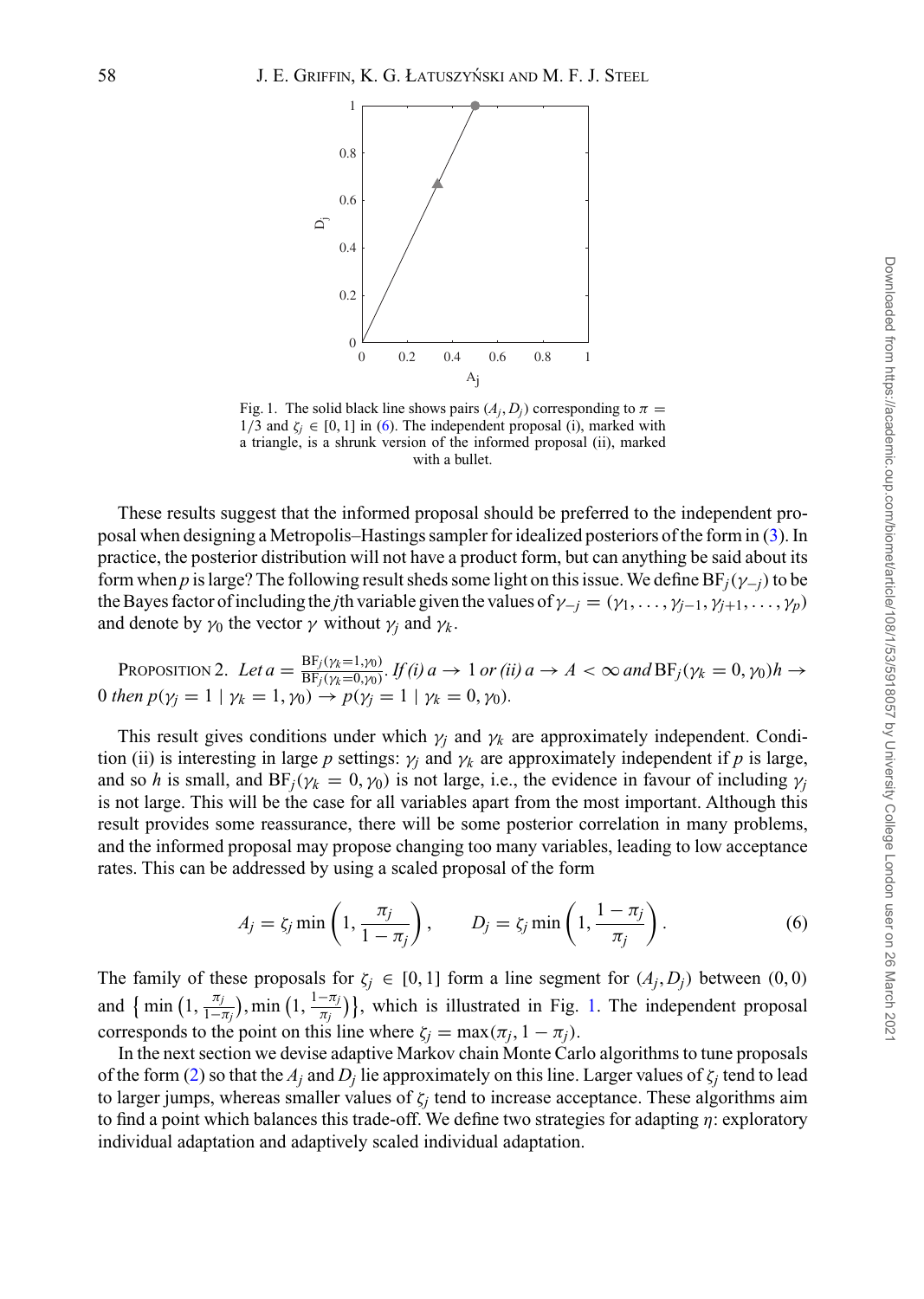Fig. 1. The solid black line shows pairs $(A_j, D_j)$ corresponding to $\pi = 1/3$ and $\zeta_j \in [0, 1]$ in (6). The independent proposal (i), marked with a triangle, is a shrunk version of the informed proposal (ii), marked with a bullet.

These results suggest that the informed proposal should be preferred to the independent proposal when designing a Metropolis–Hastings sampler for idealized posteriors of the form in (3). In practice, the posterior distribution will not have a product form, but can anything be said about its form when $p$ is large? The following result sheds some light on this issue. We define $\mathrm{BF}_j(\gamma_{-j})$ to be the Bayes factor of including the $j$th variable given the values of $\gamma_{-j} = (\gamma_1, \ldots, \gamma_{j-1}, \gamma_{j+1}, \ldots, \gamma_p)$ and denote by $\gamma_0$ the vector $\gamma$ without $\gamma_j$ and $\gamma_k$.

PROPOSITION 2. *Let* $a = \frac{\mathrm{BF}_j(\gamma_k=1,\gamma_0)}{\mathrm{BF}_j(\gamma_k=0,\gamma_0)}$. *If (i)* $a \to 1$ *or (ii)* $a \to A < \infty$ *and* $\mathrm{BF}_j(\gamma_k = 0, \gamma_0)h \to 0$ *then* $p(\gamma_j = 1 \mid \gamma_k = 1, \gamma_0) \to p(\gamma_j = 1 \mid \gamma_k = 0, \gamma_0)$.

This result gives conditions under which $\gamma_j$ and $\gamma_k$ are approximately independent. Condition (ii) is interesting in large $p$ settings: $\gamma_j$ and $\gamma_k$ are approximately independent if $p$ is large, and so $h$ is small, and $\mathrm{BF}_j(\gamma_k = 0, \gamma_0)$ is not large, i.e., the evidence in favour of including $\gamma_j$ is not large. This will be the case for all variables apart from the most important. Although this result provides some reassurance, there will be some posterior correlation in many problems, and the informed proposal may propose changing too many variables, leading to low acceptance rates. This can be addressed by using a scaled proposal of the form

$$A_j = \zeta_j \min\left(1, \frac{\pi_j}{1-\pi_j}\right), \qquad D_j = \zeta_j \min\left(1, \frac{1-\pi_j}{\pi_j}\right). \tag{6}$$

The family of these proposals for $\zeta_j \in [0, 1]$ form a line segment for $(A_j, D_j)$ between $(0, 0)$ and $\left\{ \min\left(1, \frac{\pi_j}{1-\pi_j}\right), \min\left(1, \frac{1-\pi_j}{\pi_j}\right)\right\}$, which is illustrated in Fig. 1. The independent proposal corresponds to the point on this line where $\zeta_j = \max(\pi_j, 1 - \pi_j)$.

In the next section we devise adaptive Markov chain Monte Carlo algorithms to tune proposals of the form (2) so that the $A_j$ and $D_j$ lie approximately on this line. Larger values of $\zeta_j$ tend to lead to larger jumps, whereas smaller values of $\zeta_j$ tend to increase acceptance. These algorithms aim to find a point which balances this trade-off. We define two strategies for adapting $\eta$: exploratory individual adaptation and adaptively scaled individual adaptation.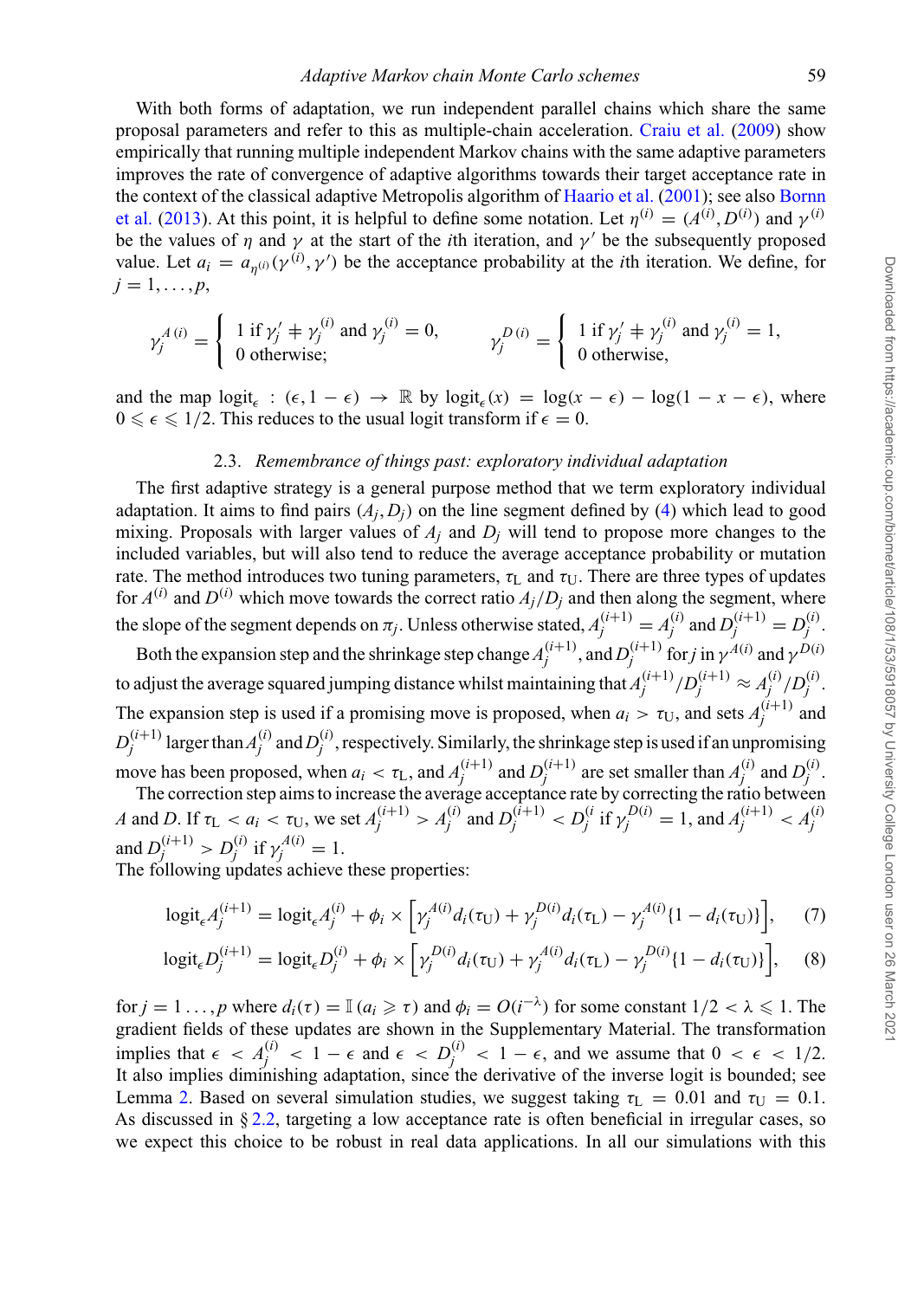With both forms of adaptation, we run independent parallel chains which share the same proposal parameters and refer to this as multiple-chain acceleration. Craiu et al. (2009) show empirically that running multiple independent Markov chains with the same adaptive parameters improves the rate of convergence of adaptive algorithms towards their target acceptance rate in the context of the classical adaptive Metropolis algorithm of Haario et al. (2001); see also Bornn et al. (2013). At this point, it is helpful to define some notation. Let $\eta^{(i)} = (A^{(i)}, D^{(i)})$ and $\gamma^{(i)}$ be the values of $\eta$ and $\gamma$ at the start of the $i$th iteration, and $\gamma'$ be the subsequently proposed value. Let $a_i = a_{\eta^{(i)}}(\gamma^{(i)}, \gamma')$ be the acceptance probability at the $i$th iteration. We define, for $j = 1, \ldots, p$,

$$\gamma_j^{A\,(i)} = \begin{cases} 1 \text{ if } \gamma_j' \neq \gamma_j^{(i)} \text{ and } \gamma_j^{(i)} = 0, \\ 0 \text{ otherwise;} \end{cases} \qquad \gamma_j^{D\,(i)} = \begin{cases} 1 \text{ if } \gamma_j' \neq \gamma_j^{(i)} \text{ and } \gamma_j^{(i)} = 1, \\ 0 \text{ otherwise,} \end{cases}$$

and the map $\text{logit}_\epsilon : (\epsilon, 1-\epsilon) \to \mathbb{R}$ by $\text{logit}_\epsilon(x) = \log(x-\epsilon) - \log(1-x-\epsilon)$, where $0 \leqslant \epsilon \leqslant 1/2$. This reduces to the usual logit transform if $\epsilon = 0$.

### 2.3. *Remembrance of things past: exploratory individual adaptation*

The first adaptive strategy is a general purpose method that we term exploratory individual adaptation. It aims to find pairs $(A_j, D_j)$ on the line segment defined by (4) which lead to good mixing. Proposals with larger values of $A_j$ and $D_j$ will tend to propose more changes to the included variables, but will also tend to reduce the average acceptance probability or mutation rate. The method introduces two tuning parameters, $\tau_{\text{L}}$ and $\tau_{\text{U}}$. There are three types of updates for $A^{(i)}$ and $D^{(i)}$ which move towards the correct ratio $A_j/D_j$ and then along the segment, where the slope of the segment depends on $\pi_j$. Unless otherwise stated, $A_j^{(i+1)} = A_j^{(i)}$ and $D_j^{(i+1)} = D_j^{(i)}$.

Both the expansion step and the shrinkage step change $A_j^{(i+1)}$, and $D_j^{(i+1)}$ for $j$ in $\gamma^{A(i)}$ and $\gamma^{D(i)}$ to adjust the average squared jumping distance whilst maintaining that $A_j^{(i+1)}/D_j^{(i+1)} \approx A_j^{(i)}/D_j^{(i)}$. The expansion step is used if a promising move is proposed, when $a_i > \tau_{\text{U}}$, and sets $A_j^{(i+1)}$ and $D_j^{(i+1)}$ larger than $A_j^{(i)}$ and $D_j^{(i)}$, respectively. Similarly, the shrinkage step is used if an unpromising move has been proposed, when $a_i < \tau_{\text{L}}$, and $A_j^{(i+1)}$ and $D_j^{(i+1)}$ are set smaller than $A_j^{(i)}$ and $D_j^{(i)}$.

The correction step aims to increase the average acceptance rate by correcting the ratio between $A$ and $D$. If $\tau_{\text{L}} < a_i < \tau_{\text{U}}$, we set $A_j^{(i+1)} > A_j^{(i)}$ and $D_j^{(i+1)} < D_j^{(i)}$ if $\gamma_j^{D(i)} = 1$, and $A_j^{(i+1)} < A_j^{(i)}$ and $D_j^{(i+1)} > D_j^{(i)}$ if $\gamma_j^{A(i)} = 1$.

The following updates achieve these properties:

$$\text{logit}_\epsilon A_j^{(i+1)} = \text{logit}_\epsilon A_j^{(i)} + \phi_i \times \left[ \gamma_j^{A(i)} d_i(\tau_{\text{U}}) + \gamma_j^{D(i)} d_i(\tau_{\text{L}}) - \gamma_j^{A(i)}\{1 - d_i(\tau_{\text{U}})\} \right], \tag{7}$$

$$\text{logit}_\epsilon D_j^{(i+1)} = \text{logit}_\epsilon D_j^{(i)} + \phi_i \times \left[ \gamma_j^{D(i)} d_i(\tau_{\text{U}}) + \gamma_j^{A(i)} d_i(\tau_{\text{L}}) - \gamma_j^{D(i)}\{1 - d_i(\tau_{\text{U}})\} \right], \tag{8}$$

for $j = 1 \ldots, p$ where $d_i(\tau) = \mathbb{I}\,(a_i \geqslant \tau)$ and $\phi_i = O(i^{-\lambda})$ for some constant $1/2 < \lambda \leqslant 1$. The gradient fields of these updates are shown in the Supplementary Material. The transformation implies that $\epsilon < A_j^{(i)} < 1 - \epsilon$ and $\epsilon < D_j^{(i)} < 1 - \epsilon$, and we assume that $0 < \epsilon < 1/2$. It also implies diminishing adaptation, since the derivative of the inverse logit is bounded; see Lemma 2. Based on several simulation studies, we suggest taking $\tau_{\text{L}} = 0.01$ and $\tau_{\text{U}} = 0.1$. As discussed in § 2.2, targeting a low acceptance rate is often beneficial in irregular cases, so we expect this choice to be robust in real data applications. In all our simulations with this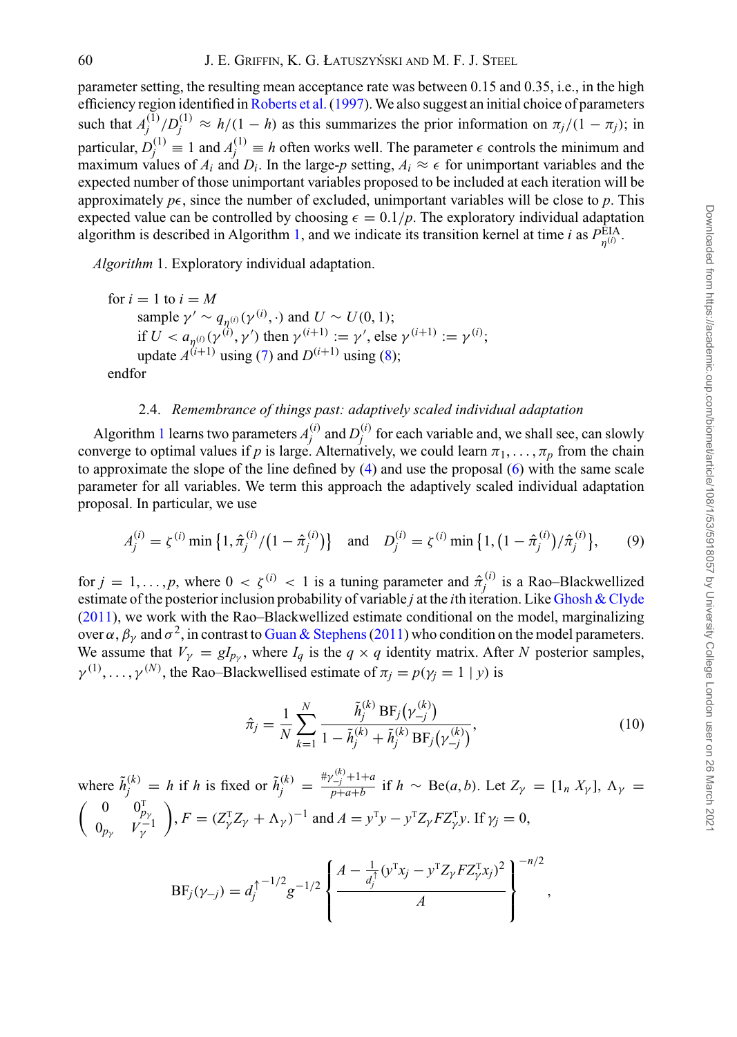parameter setting, the resulting mean acceptance rate was between 0.15 and 0.35, i.e., in the high efficiency region identified in Roberts et al. (1997). We also suggest an initial choice of parameters such that $A_j^{(1)}/D_j^{(1)} \approx h/(1-h)$ as this summarizes the prior information on $\pi_j/(1-\pi_j)$; in particular, $D_j^{(1)} \equiv 1$ and $A_j^{(1)} \equiv h$ often works well. The parameter $\epsilon$ controls the minimum and maximum values of $A_i$ and $D_i$. In the large-$p$ setting, $A_i \approx \epsilon$ for unimportant variables and the expected number of those unimportant variables proposed to be included at each iteration will be approximately $p\epsilon$, since the number of excluded, unimportant variables will be close to $p$. This expected value can be controlled by choosing $\epsilon = 0.1/p$. The exploratory individual adaptation algorithm is described in Algorithm 1, and we indicate its transition kernel at time $i$ as $P^{\text{EIA}}_{\eta^{(i)}}$.

*Algorithm* 1. Exploratory individual adaptation.

```
for i = 1 to i = M
    sample γ' ~ q_{η^(i)}(γ^(i), ·) and U ~ U(0, 1);
    if U < a_{η^(i)}(γ^(i), γ') then γ^(i+1) := γ', else γ^(i+1) := γ^(i);
    update A^(i+1) using (7) and D^(i+1) using (8);
endfor
```

### 2.4. *Remembrance of things past: adaptively scaled individual adaptation*

Algorithm 1 learns two parameters $A_j^{(i)}$ and $D_j^{(i)}$ for each variable and, we shall see, can slowly converge to optimal values if $p$ is large. Alternatively, we could learn $\pi_1, \ldots, \pi_p$ from the chain to approximate the slope of the line defined by (4) and use the proposal (6) with the same scale parameter for all variables. We term this approach the adaptively scaled individual adaptation proposal. In particular, we use

$$A_j^{(i)} = \zeta^{(i)} \min\left\{1, \hat{\pi}_j^{(i)}/\left(1-\hat{\pi}_j^{(i)}\right)\right\} \quad \text{and} \quad D_j^{(i)} = \zeta^{(i)} \min\left\{1, \left(1-\hat{\pi}_j^{(i)}\right)/\hat{\pi}_j^{(i)}\right\}, \tag{9}$$

for $j = 1, \ldots, p$, where $0 < \zeta^{(i)} < 1$ is a tuning parameter and $\hat{\pi}_j^{(i)}$ is a Rao–Blackwellized estimate of the posterior inclusion probability of variable $j$ at the $i$th iteration. Like Ghosh & Clyde (2011), we work with the Rao–Blackwellized estimate conditional on the model, marginalizing over $\alpha$, $\beta_\gamma$ and $\sigma^2$, in contrast to Guan & Stephens (2011) who condition on the model parameters. We assume that $V_\gamma = g I_{p_\gamma}$, where $I_q$ is the $q \times q$ identity matrix. After $N$ posterior samples, $\gamma^{(1)}, \ldots, \gamma^{(N)}$, the Rao–Blackwellised estimate of $\pi_j = p(\gamma_j = 1 \mid y)$ is

$$\hat{\pi}_j = \frac{1}{N}\sum_{k=1}^{N} \frac{\tilde{h}_j^{(k)}\,\text{BF}_j\left(\gamma_{-j}^{(k)}\right)}{1-\tilde{h}_j^{(k)}+\tilde{h}_j^{(k)}\,\text{BF}_j\left(\gamma_{-j}^{(k)}\right)}, \tag{10}$$

where $\tilde{h}_j^{(k)} = h$ if $h$ is fixed or $\tilde{h}_j^{(k)} = \frac{\#\gamma_{-j}^{(k)}+1+a}{p+a+b}$ if $h \sim \text{Be}(a, b)$. Let $Z_\gamma = [1_n\ X_\gamma]$, $\Lambda_\gamma = \begin{pmatrix} 0 & 0_{p_\gamma}^{\mathrm{T}} \\ 0_{p_\gamma} & V_\gamma^{-1} \end{pmatrix}$, $F = (Z_\gamma^{\mathrm{T}} Z_\gamma + \Lambda_\gamma)^{-1}$ and $A = y^{\mathrm{T}} y - y^{\mathrm{T}} Z_\gamma F Z_\gamma^{\mathrm{T}} y$. If $\gamma_j = 0$,

$$\text{BF}_j(\gamma_{-j}) = d_j^{\uparrow\,-1/2} g^{-1/2} \left\{ \frac{A - \frac{1}{d_j^{\uparrow}}\left(y^{\mathrm{T}} x_j - y^{\mathrm{T}} Z_\gamma F Z_\gamma^{\mathrm{T}} x_j\right)^2}{A} \right\}^{-n/2},$$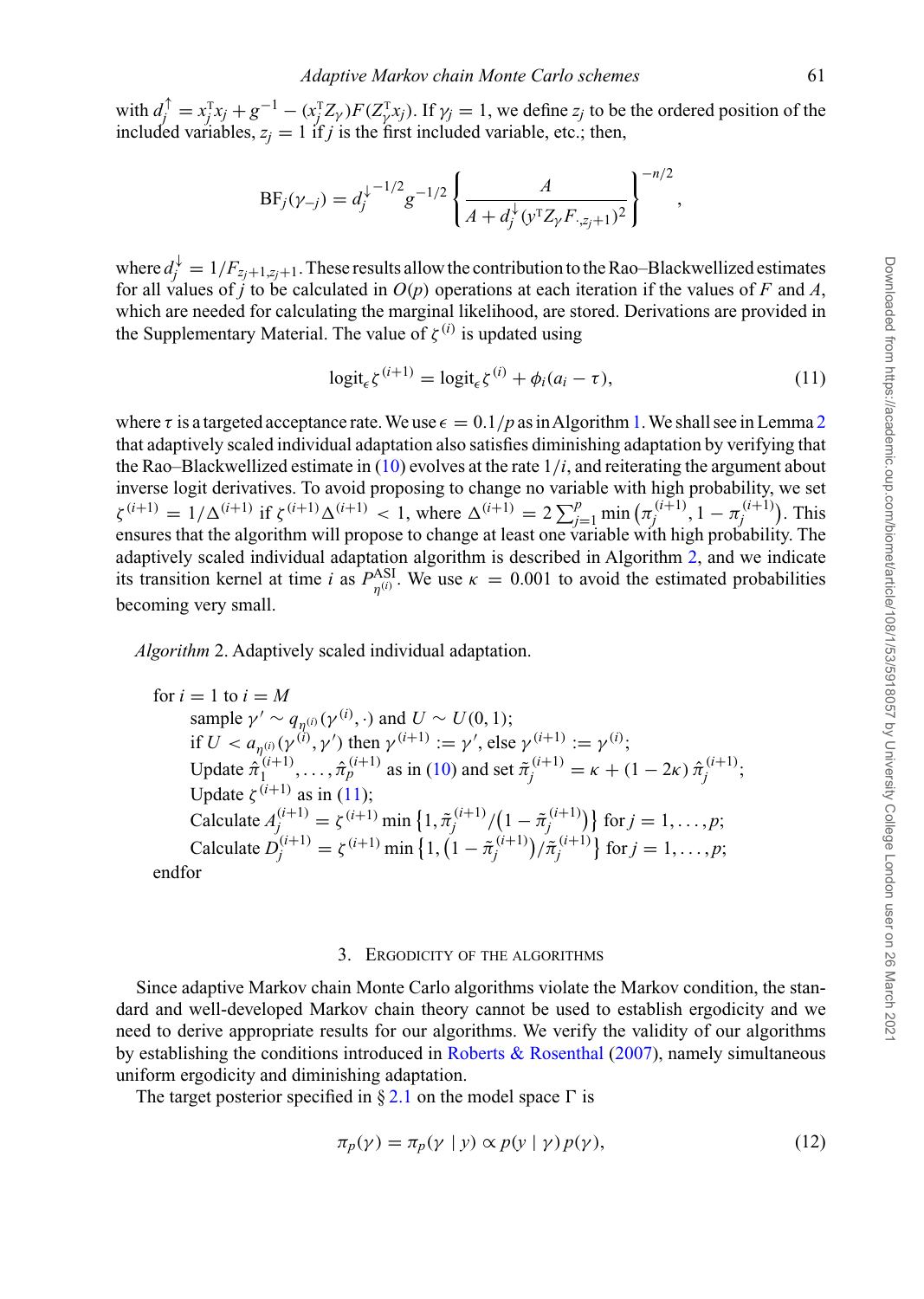with $d_j^{\uparrow} = x_j^{\mathrm{T}} x_j + g^{-1} - (x_j^{\mathrm{T}} Z_\gamma) F (Z_\gamma^{\mathrm{T}} x_j)$. If $\gamma_j = 1$, we define $z_j$ to be the ordered position of the included variables, $z_j = 1$ if $j$ is the first included variable, etc.; then,

$$\mathrm{BF}_j(\gamma_{-j}) = d_j^{\downarrow -1/2} g^{-1/2} \left\{ \frac{A}{A + d_j^{\downarrow} (y^{\mathrm{T}} Z_\gamma F_{\cdot, z_j+1})^2} \right\}^{-n/2},$$

where $d_j^{\downarrow} = 1/F_{z_j+1, z_j+1}$. These results allow the contribution to the Rao–Blackwellized estimates for all values of $j$ to be calculated in $O(p)$ operations at each iteration if the values of $F$ and $A$, which are needed for calculating the marginal likelihood, are stored. Derivations are provided in the Supplementary Material. The value of $\zeta^{(i)}$ is updated using

$$\mathrm{logit}_\epsilon \zeta^{(i+1)} = \mathrm{logit}_\epsilon \zeta^{(i)} + \phi_i (a_i - \tau), \tag{11}$$

where $\tau$ is a targeted acceptance rate. We use $\epsilon = 0.1/p$ as in Algorithm 1. We shall see in Lemma 2 that adaptively scaled individual adaptation also satisfies diminishing adaptation by verifying that the Rao–Blackwellized estimate in (10) evolves at the rate $1/i$, and reiterating the argument about inverse logit derivatives. To avoid proposing to change no variable with high probability, we set $\zeta^{(i+1)} = 1/\Delta^{(i+1)}$ if $\zeta^{(i+1)} \Delta^{(i+1)} < 1$, where $\Delta^{(i+1)} = 2 \sum_{j=1}^{p} \min\left(\pi_j^{(i+1)}, 1 - \pi_j^{(i+1)}\right)$. This ensures that the algorithm will propose to change at least one variable with high probability. The adaptively scaled individual adaptation algorithm is described in Algorithm 2, and we indicate its transition kernel at time $i$ as $P^{\mathrm{ASI}}_{\eta^{(i)}}$. We use $\kappa = 0.001$ to avoid the estimated probabilities becoming very small.

*Algorithm* 2. Adaptively scaled individual adaptation.

for $i = 1$ to $i = M$
  sample $\gamma' \sim q_{\eta^{(i)}}(\gamma^{(i)}, \cdot)$ and $U \sim U(0, 1)$;
  if $U < a_{\eta^{(i)}}(\gamma^{(i)}, \gamma')$ then $\gamma^{(i+1)} := \gamma'$, else $\gamma^{(i+1)} := \gamma^{(i)}$;
  Update $\hat{\pi}_1^{(i+1)}, \ldots, \hat{\pi}_p^{(i+1)}$ as in (10) and set $\tilde{\pi}_j^{(i+1)} = \kappa + (1 - 2\kappa)\, \hat{\pi}_j^{(i+1)}$;
  Update $\zeta^{(i+1)}$ as in (11);
  Calculate $A_j^{(i+1)} = \zeta^{(i+1)} \min\left\{1, \tilde{\pi}_j^{(i+1)} / \left(1 - \tilde{\pi}_j^{(i+1)}\right)\right\}$ for $j = 1, \ldots, p$;
  Calculate $D_j^{(i+1)} = \zeta^{(i+1)} \min\left\{1, \left(1 - \tilde{\pi}_j^{(i+1)}\right) / \tilde{\pi}_j^{(i+1)}\right\}$ for $j = 1, \ldots, p$;
endfor

## 3. Ergodicity of the algorithms

Since adaptive Markov chain Monte Carlo algorithms violate the Markov condition, the standard and well-developed Markov chain theory cannot be used to establish ergodicity and we need to derive appropriate results for our algorithms. We verify the validity of our algorithms by establishing the conditions introduced in Roberts & Rosenthal (2007), namely simultaneous uniform ergodicity and diminishing adaptation.

The target posterior specified in § 2.1 on the model space $\Gamma$ is

$$\pi_p(\gamma) = \pi_p(\gamma \mid y) \propto p(y \mid \gamma)\, p(\gamma), \tag{12}$$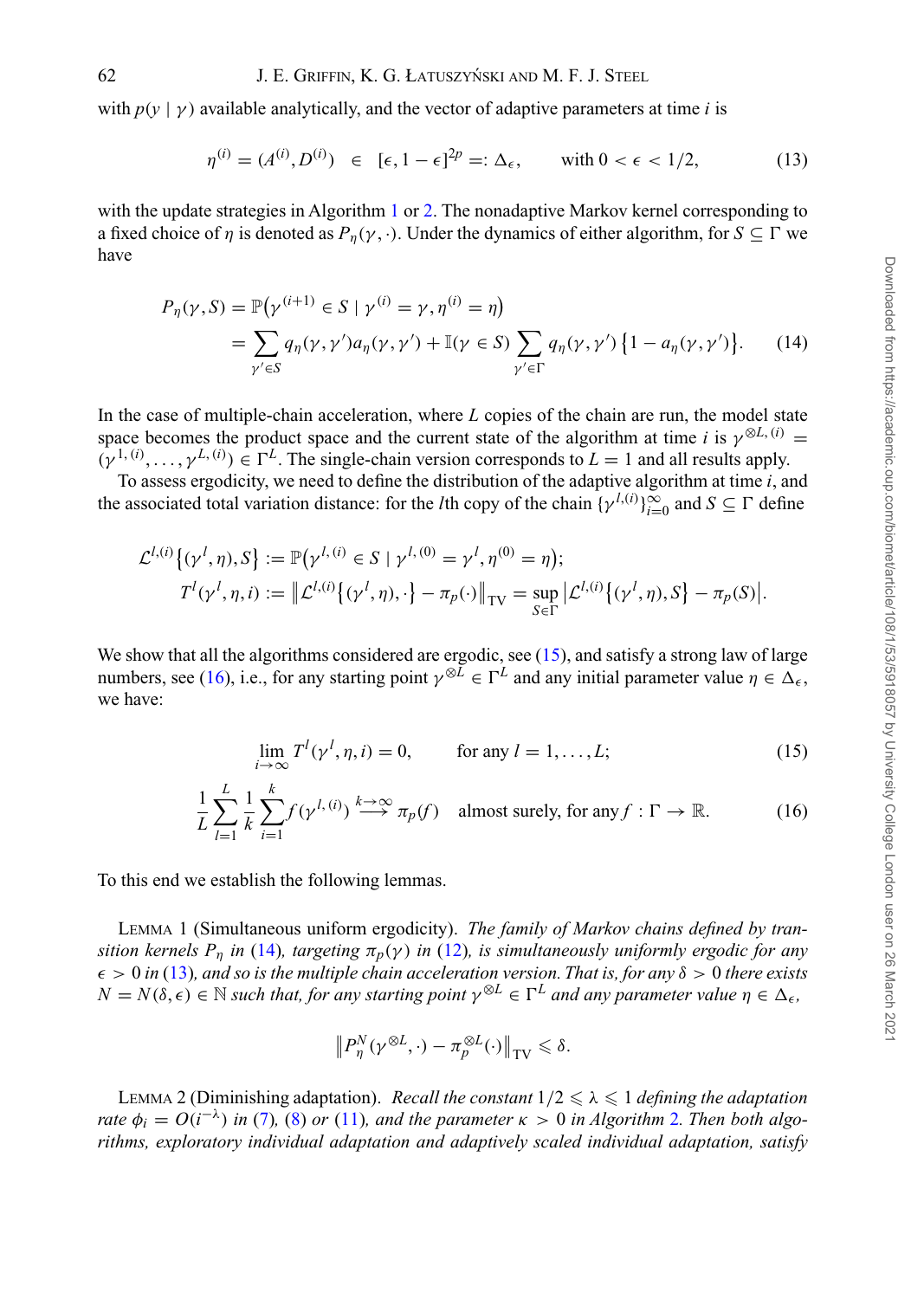with $p(y \mid \gamma)$ available analytically, and the vector of adaptive parameters at time $i$ is

$$\eta^{(i)} = (A^{(i)}, D^{(i)}) \in [\epsilon, 1-\epsilon]^{2p} =: \Delta_\epsilon, \qquad \text{with } 0 < \epsilon < 1/2, \tag{13}$$

with the update strategies in Algorithm 1 or 2. The nonadaptive Markov kernel corresponding to a fixed choice of $\eta$ is denoted as $P_\eta(\gamma, \cdot)$. Under the dynamics of either algorithm, for $S \subseteq \Gamma$ we have

$$\begin{aligned} P_\eta(\gamma, S) &= \mathbb{P}\big(\gamma^{(i+1)} \in S \mid \gamma^{(i)} = \gamma, \eta^{(i)} = \eta\big) \\ &= \sum_{\gamma' \in S} q_\eta(\gamma, \gamma') a_\eta(\gamma, \gamma') + \mathbb{I}(\gamma \in S) \sum_{\gamma' \in \Gamma} q_\eta(\gamma, \gamma') \left\{1 - a_\eta(\gamma, \gamma')\right\}. \end{aligned} \tag{14}$$

In the case of multiple-chain acceleration, where $L$ copies of the chain are run, the model state space becomes the product space and the current state of the algorithm at time $i$ is $\gamma^{\otimes L, (i)} = (\gamma^{1,(i)}, \ldots, \gamma^{L,(i)}) \in \Gamma^L$. The single-chain version corresponds to $L = 1$ and all results apply.

To assess ergodicity, we need to define the distribution of the adaptive algorithm at time $i$, and the associated total variation distance: for the $l$th copy of the chain $\{\gamma^{l,(i)}\}_{i=0}^{\infty}$ and $S \subseteq \Gamma$ define

$$\begin{aligned} \mathcal{L}^{l,(i)}\big\{(\gamma^l, \eta), S\big\} &:= \mathbb{P}\big(\gamma^{l,(i)} \in S \mid \gamma^{l,(0)} = \gamma^l, \eta^{(0)} = \eta\big); \\ T^l(\gamma^l, \eta, i) &:= \big\| \mathcal{L}^{l,(i)}\big\{(\gamma^l, \eta), \cdot\big\} - \pi_p(\cdot) \big\|_{\mathrm{TV}} = \sup_{S \in \Gamma} \big| \mathcal{L}^{l,(i)}\big\{(\gamma^l, \eta), S\big\} - \pi_p(S) \big|. \end{aligned}$$

We show that all the algorithms considered are ergodic, see (15), and satisfy a strong law of large numbers, see (16), i.e., for any starting point $\gamma^{\otimes L} \in \Gamma^L$ and any initial parameter value $\eta \in \Delta_\epsilon$, we have:

$$\lim_{i \to \infty} T^l(\gamma^l, \eta, i) = 0, \qquad \text{for any } l = 1, \ldots, L; \tag{15}$$

$$\frac{1}{L} \sum_{l=1}^{L} \frac{1}{k} \sum_{i=1}^{k} f(\gamma^{l,(i)}) \overset{k \to \infty}{\longrightarrow} \pi_p(f) \quad \text{almost surely, for any } f : \Gamma \to \mathbb{R}. \tag{16}$$

To this end we establish the following lemmas.

LEMMA 1 (Simultaneous uniform ergodicity). *The family of Markov chains defined by transition kernels $P_\eta$ in (14), targeting $\pi_p(\gamma)$ in (12), is simultaneously uniformly ergodic for any $\epsilon > 0$ in (13), and so is the multiple chain acceleration version. That is, for any $\delta > 0$ there exists $N = N(\delta, \epsilon) \in \mathbb{N}$ such that, for any starting point $\gamma^{\otimes L} \in \Gamma^L$ and any parameter value $\eta \in \Delta_\epsilon$,*

$$\big\| P_\eta^N(\gamma^{\otimes L}, \cdot) - \pi_p^{\otimes L}(\cdot) \big\|_{\mathrm{TV}} \leqslant \delta.$$

LEMMA 2 (Diminishing adaptation). *Recall the constant $1/2 \leqslant \lambda \leqslant 1$ defining the adaptation rate $\phi_i = O(i^{-\lambda})$ in (7), (8) or (11), and the parameter $\kappa > 0$ in Algorithm 2. Then both algorithms, exploratory individual adaptation and adaptively scaled individual adaptation, satisfy*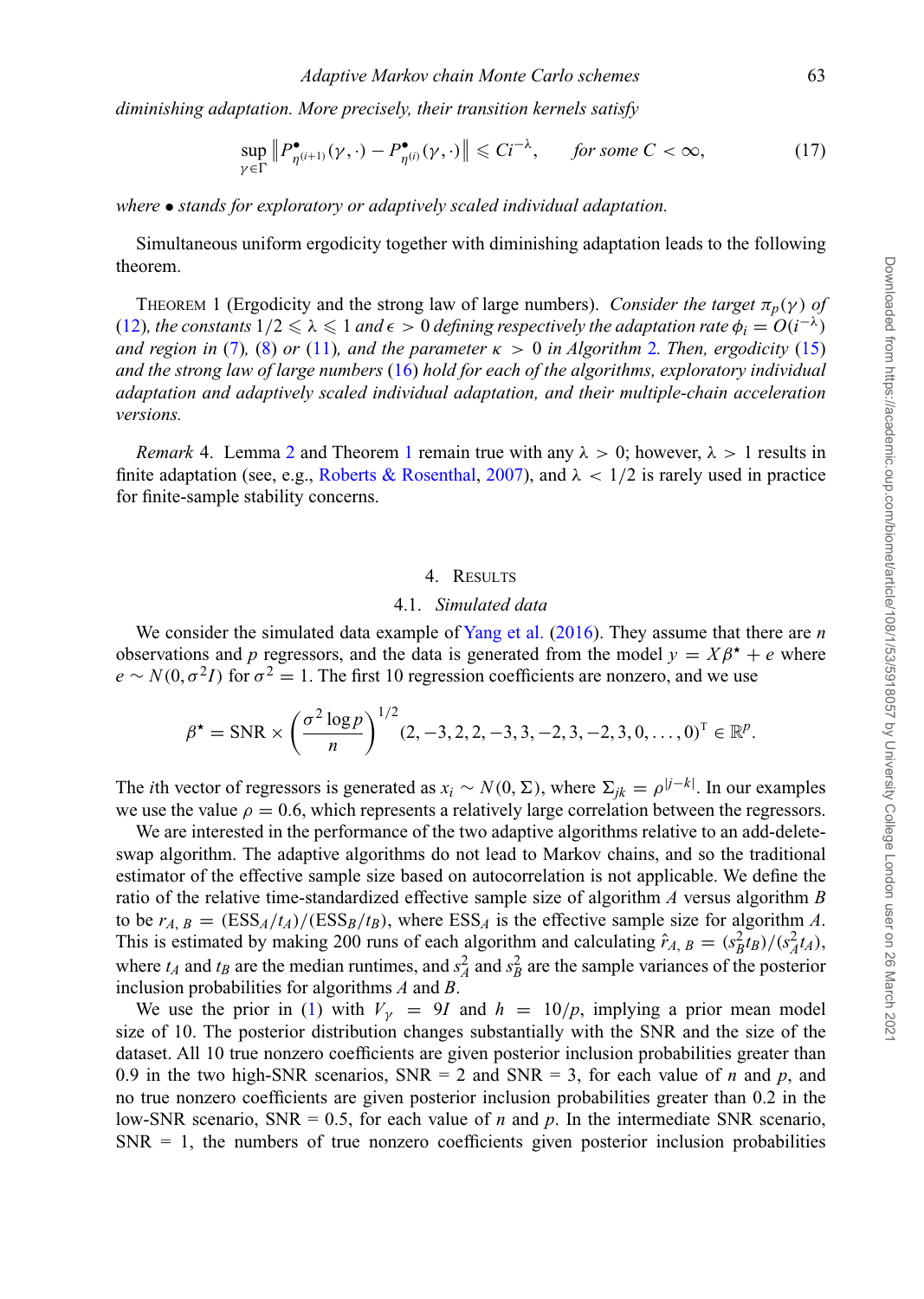*diminishing adaptation. More precisely, their transition kernels satisfy*

$$\sup_{\gamma \in \Gamma} \left\| P^{\bullet}_{\eta^{(i+1)}}(\gamma, \cdot) - P^{\bullet}_{\eta^{(i)}}(\gamma, \cdot) \right\| \leqslant C i^{-\lambda}, \qquad \text{for some } C < \infty, \tag{17}$$

*where* $\bullet$ *stands for exploratory or adaptively scaled individual adaptation.*

Simultaneous uniform ergodicity together with diminishing adaptation leads to the following theorem.

Theorem 1 (Ergodicity and the strong law of large numbers). *Consider the target* $\pi_p(\gamma)$ *of* (12)*, the constants* $1/2 \leqslant \lambda \leqslant 1$ *and* $\epsilon > 0$ *defining respectively the adaptation rate* $\phi_i = O(i^{-\lambda})$ *and region in* (7)*,* (8) *or* (11)*, and the parameter* $\kappa > 0$ *in Algorithm* 2*. Then, ergodicity* (15) *and the strong law of large numbers* (16) *hold for each of the algorithms, exploratory individual adaptation and adaptively scaled individual adaptation, and their multiple-chain acceleration versions.*

*Remark* 4. Lemma 2 and Theorem 1 remain true with any $\lambda > 0$; however, $\lambda > 1$ results in finite adaptation (see, e.g., Roberts & Rosenthal, 2007), and $\lambda < 1/2$ is rarely used in practice for finite-sample stability concerns.

## 4. Results

### 4.1. *Simulated data*

We consider the simulated data example of Yang et al. (2016). They assume that there are $n$ observations and $p$ regressors, and the data is generated from the model $y = X\beta^{\star} + e$ where $e \sim N(0, \sigma^2 I)$ for $\sigma^2 = 1$. The first 10 regression coefficients are nonzero, and we use

$$\beta^{\star} = \text{SNR} \times \left( \frac{\sigma^2 \log p}{n} \right)^{1/2} (2, -3, 2, 2, -3, 3, -2, 3, -2, 3, 0, \ldots, 0)^{\mathrm{T}} \in \mathbb{R}^p.$$

The $i$th vector of regressors is generated as $x_i \sim N(0, \Sigma)$, where $\Sigma_{jk} = \rho^{|j-k|}$. In our examples we use the value $\rho = 0.6$, which represents a relatively large correlation between the regressors.

We are interested in the performance of the two adaptive algorithms relative to an add-delete-swap algorithm. The adaptive algorithms do not lead to Markov chains, and so the traditional estimator of the effective sample size based on autocorrelation is not applicable. We define the ratio of the relative time-standardized effective sample size of algorithm $A$ versus algorithm $B$ to be $r_{A,B} = (\text{ESS}_A/t_A)/(\text{ESS}_B/t_B)$, where $\text{ESS}_A$ is the effective sample size for algorithm $A$. This is estimated by making 200 runs of each algorithm and calculating $\hat{r}_{A,B} = (s_B^2 t_B)/(s_A^2 t_A)$, where $t_A$ and $t_B$ are the median runtimes, and $s_A^2$ and $s_B^2$ are the sample variances of the posterior inclusion probabilities for algorithms $A$ and $B$.

We use the prior in (1) with $V_\gamma = 9I$ and $h = 10/p$, implying a prior mean model size of 10. The posterior distribution changes substantially with the SNR and the size of the dataset. All 10 true nonzero coefficients are given posterior inclusion probabilities greater than 0.9 in the two high-SNR scenarios, SNR = 2 and SNR = 3, for each value of $n$ and $p$, and no true nonzero coefficients are given posterior inclusion probabilities greater than 0.2 in the low-SNR scenario, SNR = 0.5, for each value of $n$ and $p$. In the intermediate SNR scenario, SNR = 1, the numbers of true nonzero coefficients given posterior inclusion probabilities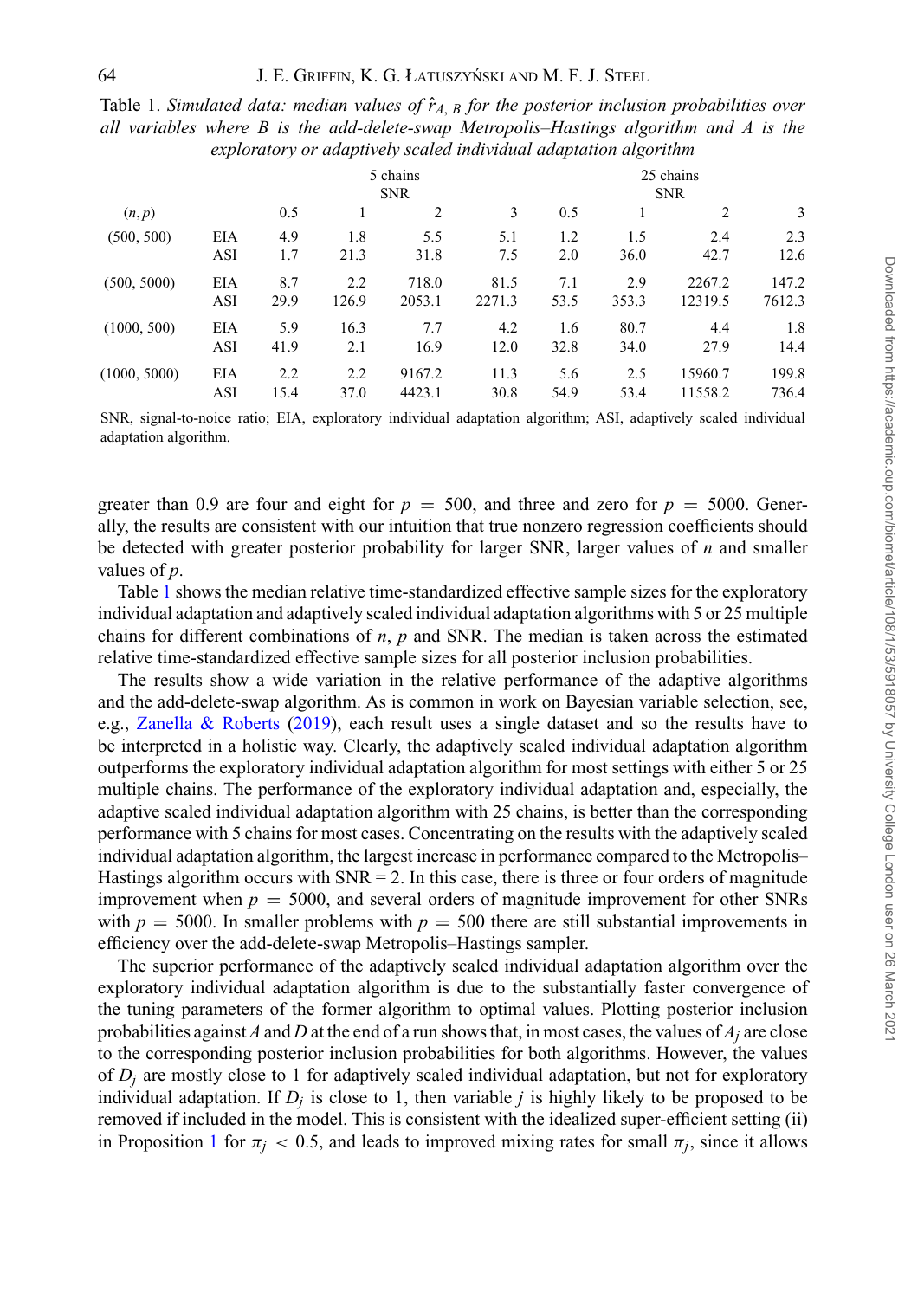Table 1. *Simulated data: median values of $\hat{r}_{A,\,B}$ for the posterior inclusion probabilities over all variables where B is the add-delete-swap Metropolis–Hastings algorithm and A is the exploratory or adaptively scaled individual adaptation algorithm*

| | | 5 chains | | | | 25 chains | | | |
|---|---|---|---|---|---|---|---|---|---|
| | | SNR | | | | SNR | | | |
| $(n, p)$ | | 0.5 | 1 | 2 | 3 | 0.5 | 1 | 2 | 3 |
| (500, 500) | EIA | 4.9 | 1.8 | 5.5 | 5.1 | 1.2 | 1.5 | 2.4 | 2.3 |
| | ASI | 1.7 | 21.3 | 31.8 | 7.5 | 2.0 | 36.0 | 42.7 | 12.6 |
| (500, 5000) | EIA | 8.7 | 2.2 | 718.0 | 81.5 | 7.1 | 2.9 | 2267.2 | 147.2 |
| | ASI | 29.9 | 126.9 | 2053.1 | 2271.3 | 53.5 | 353.3 | 12319.5 | 7612.3 |
| (1000, 500) | EIA | 5.9 | 16.3 | 7.7 | 4.2 | 1.6 | 80.7 | 4.4 | 1.8 |
| | ASI | 41.9 | 2.1 | 16.9 | 12.0 | 32.8 | 34.0 | 27.9 | 14.4 |
| (1000, 5000) | EIA | 2.2 | 2.2 | 9167.2 | 11.3 | 5.6 | 2.5 | 15960.7 | 199.8 |
| | ASI | 15.4 | 37.0 | 4423.1 | 30.8 | 54.9 | 53.4 | 11558.2 | 736.4 |

SNR, signal-to-noice ratio; EIA, exploratory individual adaptation algorithm; ASI, adaptively scaled individual adaptation algorithm.

greater than 0.9 are four and eight for $p = 500$, and three and zero for $p = 5000$. Generally, the results are consistent with our intuition that true nonzero regression coefficients should be detected with greater posterior probability for larger SNR, larger values of $n$ and smaller values of $p$.

Table 1 shows the median relative time-standardized effective sample sizes for the exploratory individual adaptation and adaptively scaled individual adaptation algorithms with 5 or 25 multiple chains for different combinations of $n$, $p$ and SNR. The median is taken across the estimated relative time-standardized effective sample sizes for all posterior inclusion probabilities.

The results show a wide variation in the relative performance of the adaptive algorithms and the add-delete-swap algorithm. As is common in work on Bayesian variable selection, see, e.g., Zanella & Roberts (2019), each result uses a single dataset and so the results have to be interpreted in a holistic way. Clearly, the adaptively scaled individual adaptation algorithm outperforms the exploratory individual adaptation algorithm for most settings with either 5 or 25 multiple chains. The performance of the exploratory individual adaptation and, especially, the adaptive scaled individual adaptation algorithm with 25 chains, is better than the corresponding performance with 5 chains for most cases. Concentrating on the results with the adaptively scaled individual adaptation algorithm, the largest increase in performance compared to the Metropolis–Hastings algorithm occurs with SNR = 2. In this case, there is three or four orders of magnitude improvement when $p = 5000$, and several orders of magnitude improvement for other SNRs with $p = 5000$. In smaller problems with $p = 500$ there are still substantial improvements in efficiency over the add-delete-swap Metropolis–Hastings sampler.

The superior performance of the adaptively scaled individual adaptation algorithm over the exploratory individual adaptation algorithm is due to the substantially faster convergence of the tuning parameters of the former algorithm to optimal values. Plotting posterior inclusion probabilities against $A$ and $D$ at the end of a run shows that, in most cases, the values of $A_j$ are close to the corresponding posterior inclusion probabilities for both algorithms. However, the values of $D_j$ are mostly close to 1 for adaptively scaled individual adaptation, but not for exploratory individual adaptation. If $D_j$ is close to 1, then variable $j$ is highly likely to be proposed to be removed if included in the model. This is consistent with the idealized super-efficient setting (ii) in Proposition 1 for $\pi_j < 0.5$, and leads to improved mixing rates for small $\pi_j$, since it allows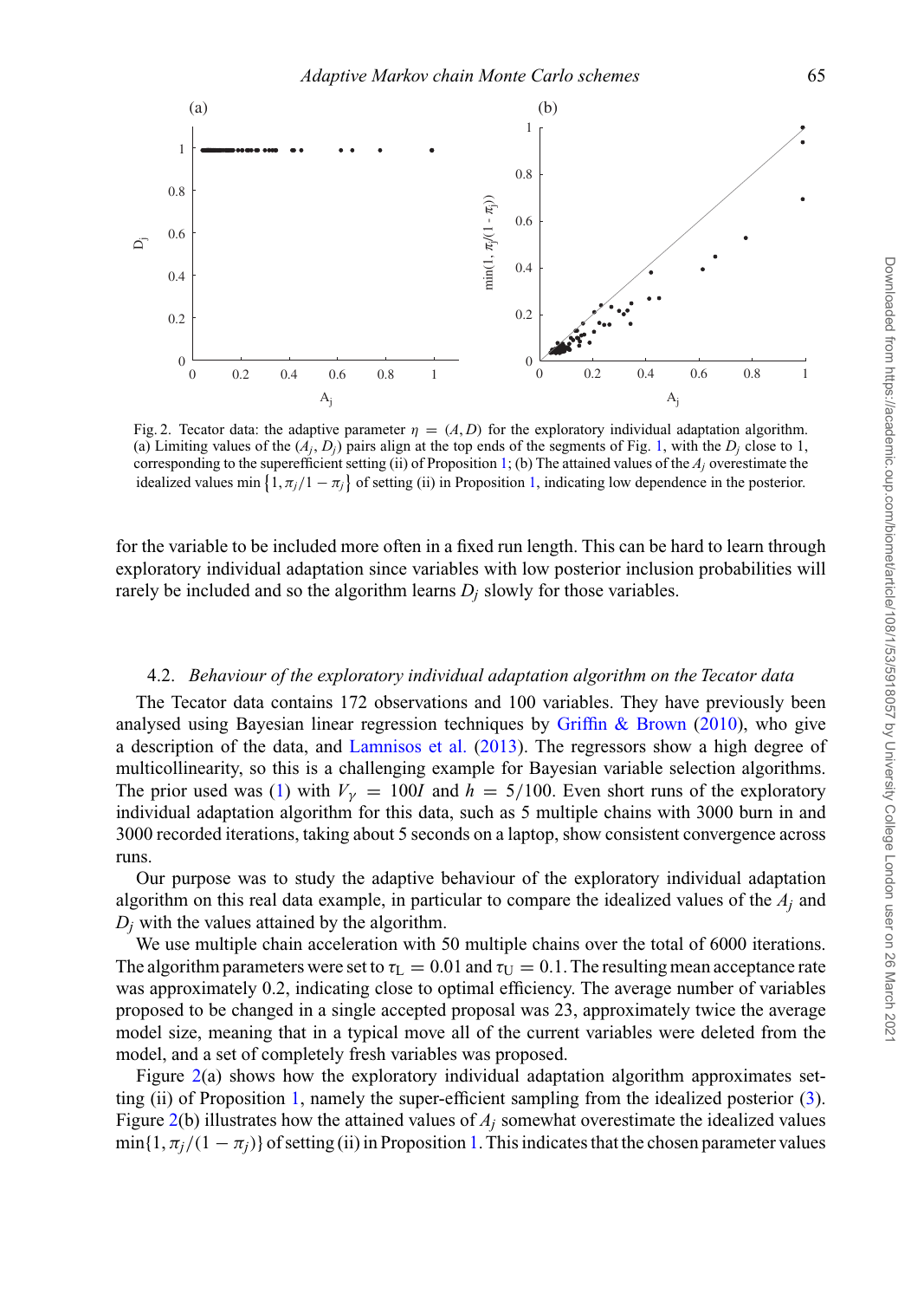Fig. 2. Tecator data: the adaptive parameter $\eta = (A, D)$ for the exploratory individual adaptation algorithm. (a) Limiting values of the $(A_j, D_j)$ pairs align at the top ends of the segments of Fig. 1, with the $D_j$ close to 1, corresponding to the superefficient setting (ii) of Proposition 1; (b) The attained values of the $A_j$ overestimate the idealized values $\min\{1, \pi_j/1 - \pi_j\}$ of setting (ii) in Proposition 1, indicating low dependence in the posterior.

for the variable to be included more often in a fixed run length. This can be hard to learn through exploratory individual adaptation since variables with low posterior inclusion probabilities will rarely be included and so the algorithm learns $D_j$ slowly for those variables.

### 4.2. *Behaviour of the exploratory individual adaptation algorithm on the Tecator data*

The Tecator data contains 172 observations and 100 variables. They have previously been analysed using Bayesian linear regression techniques by Griffin & Brown (2010), who give a description of the data, and Lamnisos et al. (2013). The regressors show a high degree of multicollinearity, so this is a challenging example for Bayesian variable selection algorithms. The prior used was (1) with $V_\gamma = 100I$ and $h = 5/100$. Even short runs of the exploratory individual adaptation algorithm for this data, such as 5 multiple chains with 3000 burn in and 3000 recorded iterations, taking about 5 seconds on a laptop, show consistent convergence across runs.

Our purpose was to study the adaptive behaviour of the exploratory individual adaptation algorithm on this real data example, in particular to compare the idealized values of the $A_j$ and $D_j$ with the values attained by the algorithm.

We use multiple chain acceleration with 50 multiple chains over the total of 6000 iterations. The algorithm parameters were set to $\tau_L = 0.01$ and $\tau_U = 0.1$. The resulting mean acceptance rate was approximately 0.2, indicating close to optimal efficiency. The average number of variables proposed to be changed in a single accepted proposal was 23, approximately twice the average model size, meaning that in a typical move all of the current variables were deleted from the model, and a set of completely fresh variables was proposed.

Figure 2(a) shows how the exploratory individual adaptation algorithm approximates setting (ii) of Proposition 1, namely the super-efficient sampling from the idealized posterior (3). Figure 2(b) illustrates how the attained values of $A_j$ somewhat overestimate the idealized values $\min\{1, \pi_j/(1 - \pi_j)\}$ of setting (ii) in Proposition 1. This indicates that the chosen parameter values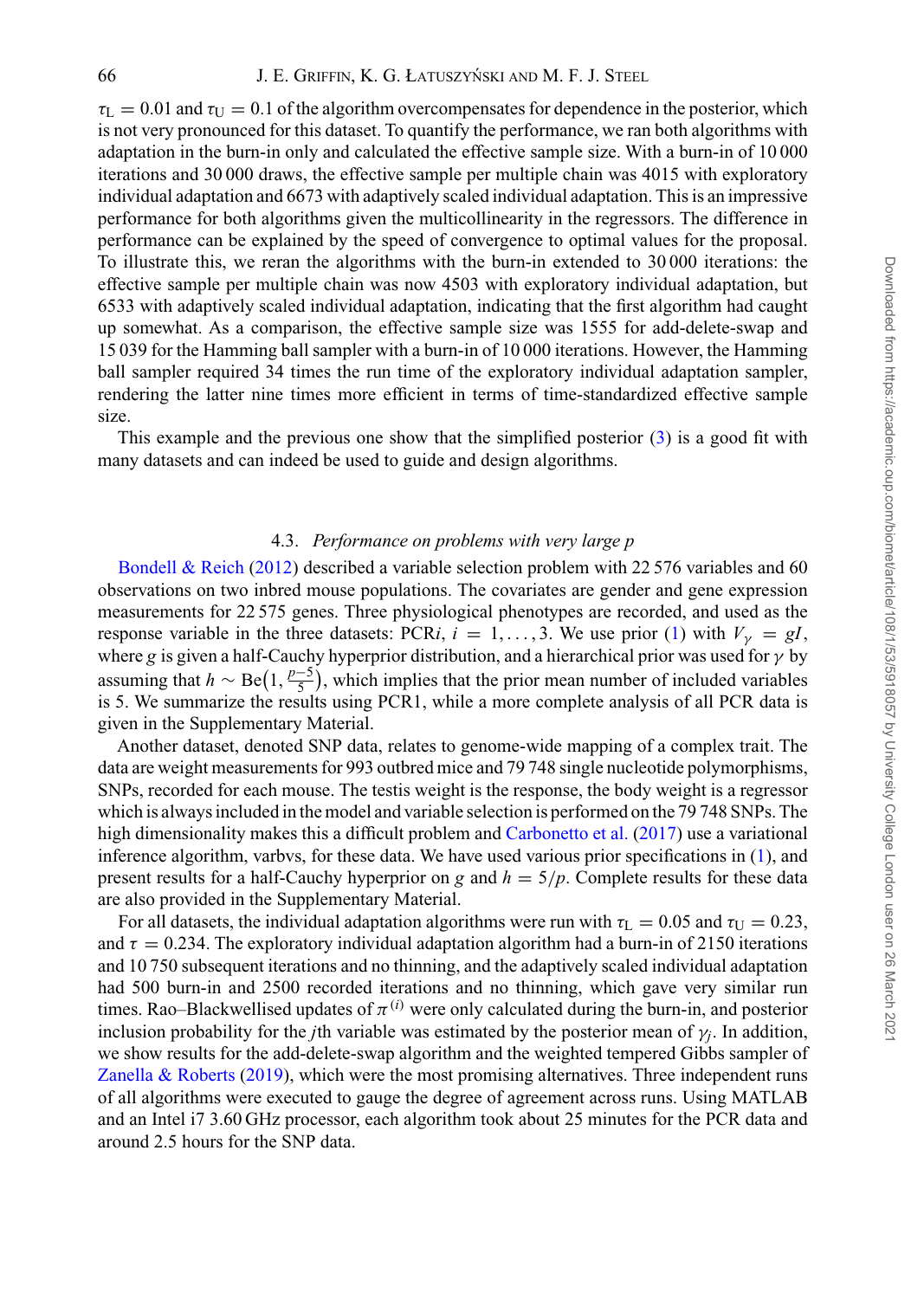$\tau_L = 0.01$ and $\tau_U = 0.1$ of the algorithm overcompensates for dependence in the posterior, which is not very pronounced for this dataset. To quantify the performance, we ran both algorithms with adaptation in the burn-in only and calculated the effective sample size. With a burn-in of 10 000 iterations and 30 000 draws, the effective sample per multiple chain was 4015 with exploratory individual adaptation and 6673 with adaptively scaled individual adaptation. This is an impressive performance for both algorithms given the multicollinearity in the regressors. The difference in performance can be explained by the speed of convergence to optimal values for the proposal. To illustrate this, we reran the algorithms with the burn-in extended to 30 000 iterations: the effective sample per multiple chain was now 4503 with exploratory individual adaptation, but 6533 with adaptively scaled individual adaptation, indicating that the first algorithm had caught up somewhat. As a comparison, the effective sample size was 1555 for add-delete-swap and 15 039 for the Hamming ball sampler with a burn-in of 10 000 iterations. However, the Hamming ball sampler required 34 times the run time of the exploratory individual adaptation sampler, rendering the latter nine times more efficient in terms of time-standardized effective sample size.

This example and the previous one show that the simplified posterior (3) is a good fit with many datasets and can indeed be used to guide and design algorithms.

### 4.3. *Performance on problems with very large p*

Bondell & Reich (2012) described a variable selection problem with 22 576 variables and 60 observations on two inbred mouse populations. The covariates are gender and gene expression measurements for 22 575 genes. Three physiological phenotypes are recorded, and used as the response variable in the three datasets: PCR$i$, $i = 1, \ldots, 3$. We use prior (1) with $V_\gamma = gI$, where $g$ is given a half-Cauchy hyperprior distribution, and a hierarchical prior was used for $\gamma$ by assuming that $h \sim \text{Be}\left(1, \frac{p-5}{5}\right)$, which implies that the prior mean number of included variables is 5. We summarize the results using PCR1, while a more complete analysis of all PCR data is given in the Supplementary Material.

Another dataset, denoted SNP data, relates to genome-wide mapping of a complex trait. The data are weight measurements for 993 outbred mice and 79 748 single nucleotide polymorphisms, SNPs, recorded for each mouse. The testis weight is the response, the body weight is a regressor which is always included in the model and variable selection is performed on the 79 748 SNPs. The high dimensionality makes this a difficult problem and Carbonetto et al. (2017) use a variational inference algorithm, varbvs, for these data. We have used various prior specifications in (1), and present results for a half-Cauchy hyperprior on $g$ and $h = 5/p$. Complete results for these data are also provided in the Supplementary Material.

For all datasets, the individual adaptation algorithms were run with $\tau_L = 0.05$ and $\tau_U = 0.23$, and $\tau = 0.234$. The exploratory individual adaptation algorithm had a burn-in of 2150 iterations and 10 750 subsequent iterations and no thinning, and the adaptively scaled individual adaptation had 500 burn-in and 2500 recorded iterations and no thinning, which gave very similar run times. Rao–Blackwellised updates of $\pi^{(i)}$ were only calculated during the burn-in, and posterior inclusion probability for the $j$th variable was estimated by the posterior mean of $\gamma_j$. In addition, we show results for the add-delete-swap algorithm and the weighted tempered Gibbs sampler of Zanella & Roberts (2019), which were the most promising alternatives. Three independent runs of all algorithms were executed to gauge the degree of agreement across runs. Using MATLAB and an Intel i7 3.60 GHz processor, each algorithm took about 25 minutes for the PCR data and around 2.5 hours for the SNP data.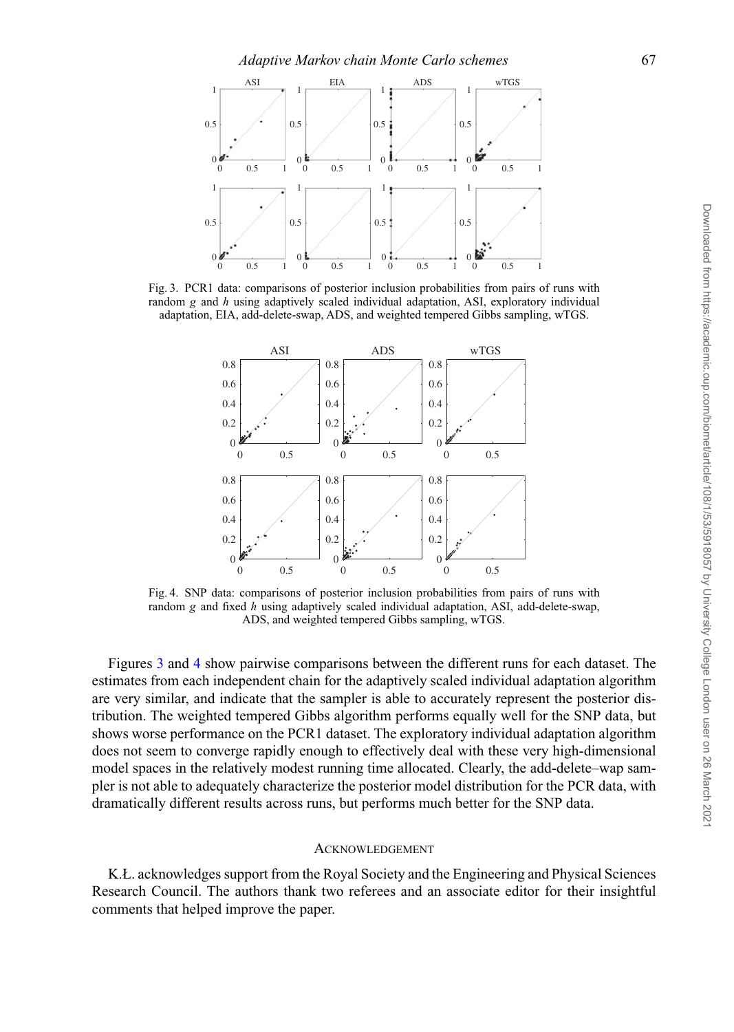Fig. 3. PCR1 data: comparisons of posterior inclusion probabilities from pairs of runs with random $g$ and $h$ using adaptively scaled individual adaptation, ASI, exploratory individual adaptation, EIA, add-delete-swap, ADS, and weighted tempered Gibbs sampling, wTGS.

Fig. 4. SNP data: comparisons of posterior inclusion probabilities from pairs of runs with random $g$ and fixed $h$ using adaptively scaled individual adaptation, ASI, add-delete-swap, ADS, and weighted tempered Gibbs sampling, wTGS.

Figures 3 and 4 show pairwise comparisons between the different runs for each dataset. The estimates from each independent chain for the adaptively scaled individual adaptation algorithm are very similar, and indicate that the sampler is able to accurately represent the posterior distribution. The weighted tempered Gibbs algorithm performs equally well for the SNP data, but shows worse performance on the PCR1 dataset. The exploratory individual adaptation algorithm does not seem to converge rapidly enough to effectively deal with these very high-dimensional model spaces in the relatively modest running time allocated. Clearly, the add-delete–wap sampler is not able to adequately characterize the posterior model distribution for the PCR data, with dramatically different results across runs, but performs much better for the SNP data.

## Acknowledgement

K.Ł. acknowledges support from the Royal Society and the Engineering and Physical Sciences Research Council. The authors thank two referees and an associate editor for their insightful comments that helped improve the paper.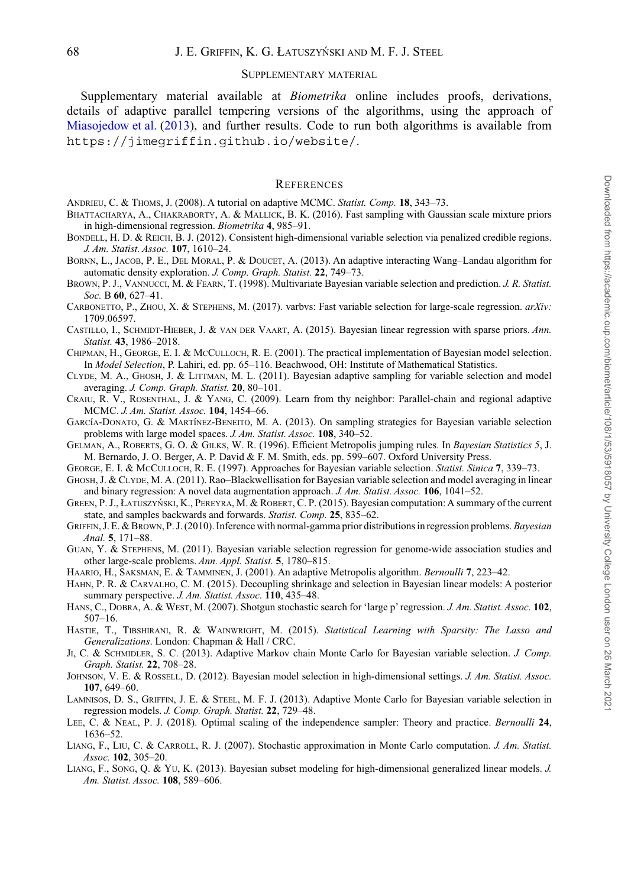## Supplementary material

Supplementary material available at *Biometrika* online includes proofs, derivations, details of adaptive parallel tempering versions of the algorithms, using the approach of Miasojedow et al. (2013), and further results. Code to run both algorithms is available from `https://jimegriffin.github.io/website/`.

## References

Andrieu, C. & Thoms, J. (2008). A tutorial on adaptive MCMC. *Statist. Comp.* **18**, 343–73.

Bhattacharya, A., Chakraborty, A. & Mallick, B. K. (2016). Fast sampling with Gaussian scale mixture priors in high-dimensional regression. *Biometrika* **4**, 985–91.

Bondell, H. D. & Reich, B. J. (2012). Consistent high-dimensional variable selection via penalized credible regions. *J. Am. Statist. Assoc.* **107**, 1610–24.

Bornn, L., Jacob, P. E., Del Moral, P. & Doucet, A. (2013). An adaptive interacting Wang–Landau algorithm for automatic density exploration. *J. Comp. Graph. Statist.* **22**, 749–73.

Brown, P. J., Vannucci, M. & Fearn, T. (1998). Multivariate Bayesian variable selection and prediction. *J. R. Statist. Soc.* B **60**, 627–41.

Carbonetto, P., Zhou, X. & Stephens, M. (2017). varbvs: Fast variable selection for large-scale regression. *arXiv:* 1709.06597.

Castillo, I., Schmidt-Hieber, J. & van der Vaart, A. (2015). Bayesian linear regression with sparse priors. *Ann. Statist.* **43**, 1986–2018.

Chipman, H., George, E. I. & McCulloch, R. E. (2001). The practical implementation of Bayesian model selection. In *Model Selection*, P. Lahiri, ed. pp. 65–116. Beachwood, OH: Institute of Mathematical Statistics.

Clyde, M. A., Ghosh, J. & Littman, M. L. (2011). Bayesian adaptive sampling for variable selection and model averaging. *J. Comp. Graph. Statist.* **20**, 80–101.

Craiu, R. V., Rosenthal, J. & Yang, C. (2009). Learn from thy neighbor: Parallel-chain and regional adaptive MCMC. *J. Am. Statist. Assoc.* **104**, 1454–66.

García-Donato, G. & Martínez-Beneito, M. A. (2013). On sampling strategies for Bayesian variable selection problems with large model spaces. *J. Am. Statist. Assoc.* **108**, 340–52.

Gelman, A., Roberts, G. O. & Gilks, W. R. (1996). Efficient Metropolis jumping rules. In *Bayesian Statistics 5*, J. M. Bernardo, J. O. Berger, A. P. David & F. M. Smith, eds. pp. 599–607. Oxford University Press.

George, E. I. & McCulloch, R. E. (1997). Approaches for Bayesian variable selection. *Statist. Sinica* **7**, 339–73.

Ghosh, J. & Clyde, M. A. (2011). Rao–Blackwellisation for Bayesian variable selection and model averaging in linear and binary regression: A novel data augmentation approach. *J. Am. Statist. Assoc.* **106**, 1041–52.

Green, P. J., Łatuszyński, K., Pereyra, M. & Robert, C. P. (2015). Bayesian computation: A summary of the current state, and samples backwards and forwards. *Statist. Comp.* **25**, 835–62.

Griffin, J. E. & Brown, P. J. (2010). Inference with normal-gamma prior distributions in regression problems. *Bayesian Anal.* **5**, 171–88.

Guan, Y. & Stephens, M. (2011). Bayesian variable selection regression for genome-wide association studies and other large-scale problems. *Ann. Appl. Statist.* **5**, 1780–815.

Haario, H., Saksman, E. & Tamminen, J. (2001). An adaptive Metropolis algorithm. *Bernoulli* **7**, 223–42.

Hahn, P. R. & Carvalho, C. M. (2015). Decoupling shrinkage and selection in Bayesian linear models: A posterior summary perspective. *J. Am. Statist. Assoc.* **110**, 435–48.

Hans, C., Dobra, A. & West, M. (2007). Shotgun stochastic search for 'large p' regression. *J. Am. Statist. Assoc.* **102**, 507–16.

Hastie, T., Tibshirani, R. & Wainwright, M. (2015). *Statistical Learning with Sparsity: The Lasso and Generalizations*. London: Chapman & Hall / CRC.

Ji, C. & Schmidler, S. C. (2013). Adaptive Markov chain Monte Carlo for Bayesian variable selection. *J. Comp. Graph. Statist.* **22**, 708–28.

Johnson, V. E. & Rossell, D. (2012). Bayesian model selection in high-dimensional settings. *J. Am. Statist. Assoc.* **107**, 649–60.

Lamnisos, D. S., Griffin, J. E. & Steel, M. F. J. (2013). Adaptive Monte Carlo for Bayesian variable selection in regression models. *J. Comp. Graph. Statist.* **22**, 729–48.

Lee, C. & Neal, P. J. (2018). Optimal scaling of the independence sampler: Theory and practice. *Bernoulli* **24**, 1636–52.

Liang, F., Liu, C. & Carroll, R. J. (2007). Stochastic approximation in Monte Carlo computation. *J. Am. Statist. Assoc.* **102**, 305–20.

Liang, F., Song, Q. & Yu, K. (2013). Bayesian subset modeling for high-dimensional generalized linear models. *J. Am. Statist. Assoc.* **108**, 589–606.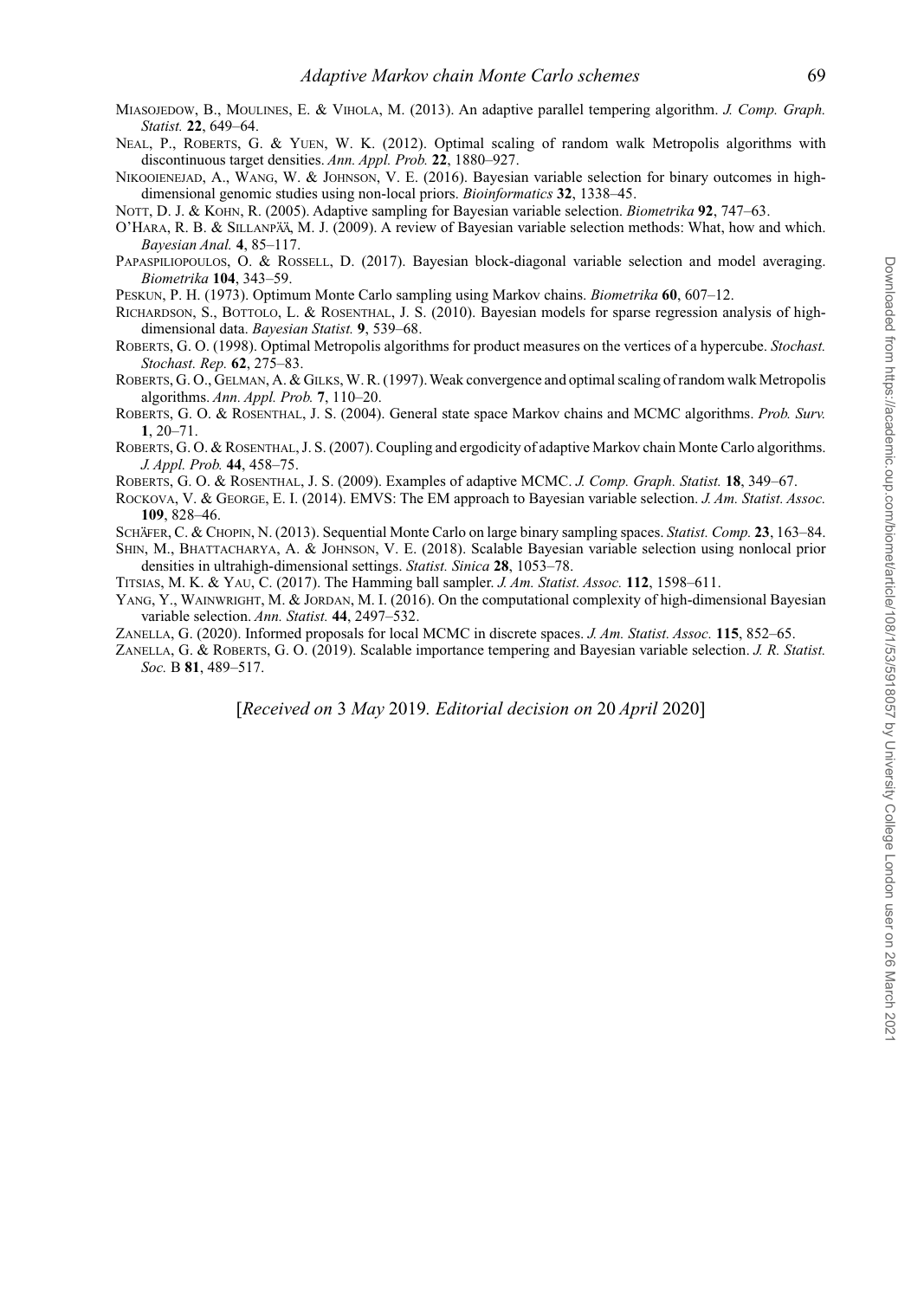Miasojedow, B., Moulines, E. & Vihola, M. (2013). An adaptive parallel tempering algorithm. *J. Comp. Graph. Statist.* **22**, 649–64.

Neal, P., Roberts, G. & Yuen, W. K. (2012). Optimal scaling of random walk Metropolis algorithms with discontinuous target densities. *Ann. Appl. Prob.* **22**, 1880–927.

Nikooienejad, A., Wang, W. & Johnson, V. E. (2016). Bayesian variable selection for binary outcomes in high-dimensional genomic studies using non-local priors. *Bioinformatics* **32**, 1338–45.

Nott, D. J. & Kohn, R. (2005). Adaptive sampling for Bayesian variable selection. *Biometrika* **92**, 747–63.

O'Hara, R. B. & Sillanpää, M. J. (2009). A review of Bayesian variable selection methods: What, how and which. *Bayesian Anal.* **4**, 85–117.

Papaspiliopoulos, O. & Rossell, D. (2017). Bayesian block-diagonal variable selection and model averaging. *Biometrika* **104**, 343–59.

Peskun, P. H. (1973). Optimum Monte Carlo sampling using Markov chains. *Biometrika* **60**, 607–12.

Richardson, S., Bottolo, L. & Rosenthal, J. S. (2010). Bayesian models for sparse regression analysis of high-dimensional data. *Bayesian Statist.* **9**, 539–68.

Roberts, G. O. (1998). Optimal Metropolis algorithms for product measures on the vertices of a hypercube. *Stochast. Stochast. Rep.* **62**, 275–83.

Roberts, G. O., Gelman, A. & Gilks, W. R. (1997). Weak convergence and optimal scaling of random walk Metropolis algorithms. *Ann. Appl. Prob.* **7**, 110–20.

Roberts, G. O. & Rosenthal, J. S. (2004). General state space Markov chains and MCMC algorithms. *Prob. Surv.* **1**, 20–71.

Roberts, G. O. & Rosenthal, J. S. (2007). Coupling and ergodicity of adaptive Markov chain Monte Carlo algorithms. *J. Appl. Prob.* **44**, 458–75.

Roberts, G. O. & Rosenthal, J. S. (2009). Examples of adaptive MCMC. *J. Comp. Graph. Statist.* **18**, 349–67.

Rockova, V. & George, E. I. (2014). EMVS: The EM approach to Bayesian variable selection. *J. Am. Statist. Assoc.* **109**, 828–46.

Schäfer, C. & Chopin, N. (2013). Sequential Monte Carlo on large binary sampling spaces. *Statist. Comp.* **23**, 163–84.

Shin, M., Bhattacharya, A. & Johnson, V. E. (2018). Scalable Bayesian variable selection using nonlocal prior densities in ultrahigh-dimensional settings. *Statist. Sinica* **28**, 1053–78.

Titsias, M. K. & Yau, C. (2017). The Hamming ball sampler. *J. Am. Statist. Assoc.* **112**, 1598–611.

Yang, Y., Wainwright, M. & Jordan, M. I. (2016). On the computational complexity of high-dimensional Bayesian variable selection. *Ann. Statist.* **44**, 2497–532.

Zanella, G. (2020). Informed proposals for local MCMC in discrete spaces. *J. Am. Statist. Assoc.* **115**, 852–65.

Zanella, G. & Roberts, G. O. (2019). Scalable importance tempering and Bayesian variable selection. *J. R. Statist. Soc.* B **81**, 489–517.

[*Received on* 3 *May* 2019*. Editorial decision on* 20 *April* 2020]